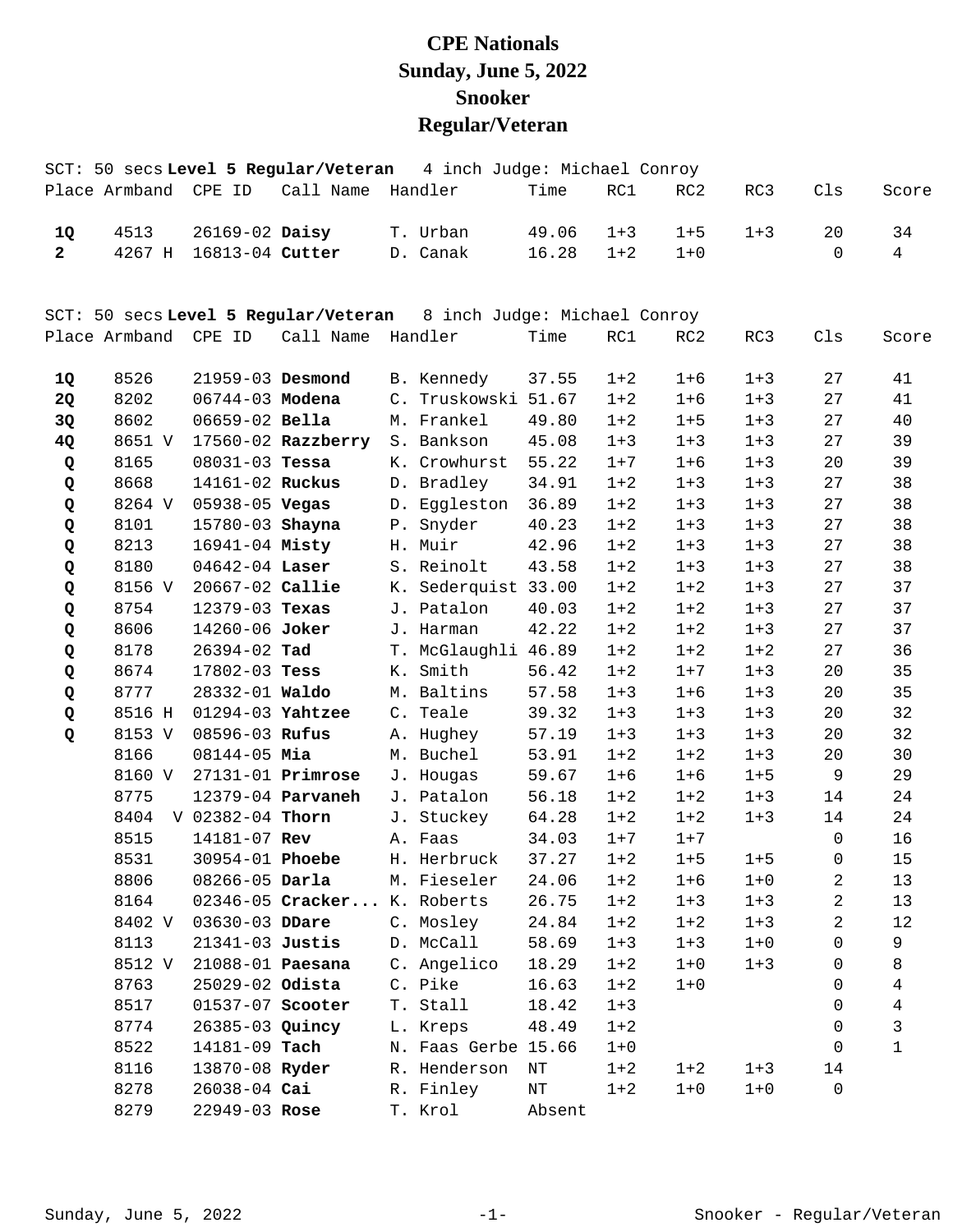# CPE Nationals
## Sunday, June 5, 2022
## Snooker
## Regular/Veteran

SCT: 50 secs **Level 5 Regular/Veteran** 4 inch Judge: Michael Conroy

| Place | Armband | CPE ID | Call Name | Handler | Time | RC1 | RC2 | RC3 | Cls | Score |
|---|---|---|---|---|---|---|---|---|---|---|
| **1Q** | 4513 | 26169-02 | **Daisy** | T. Urban | 49.06 | 1+3 | 1+5 | 1+3 | 20 | 34 |
| **2** | 4267 H | 16813-04 | **Cutter** | D. Canak | 16.28 | 1+2 | 1+0 | | 0 | 4 |

SCT: 50 secs **Level 5 Regular/Veteran** 8 inch Judge: Michael Conroy

| Place | Armband | CPE ID | Call Name | Handler | Time | RC1 | RC2 | RC3 | Cls | Score |
|---|---|---|---|---|---|---|---|---|---|---|
| **1Q** | 8526 | 21959-03 | **Desmond** | B. Kennedy | 37.55 | 1+2 | 1+6 | 1+3 | 27 | 41 |
| **2Q** | 8202 | 06744-03 | **Modena** | C. Truskowski | 51.67 | 1+2 | 1+6 | 1+3 | 27 | 41 |
| **3Q** | 8602 | 06659-02 | **Bella** | M. Frankel | 49.80 | 1+2 | 1+5 | 1+3 | 27 | 40 |
| **4Q** | 8651 V | 17560-02 | **Razzberry** | S. Bankson | 45.08 | 1+3 | 1+3 | 1+3 | 27 | 39 |
| **Q** | 8165 | 08031-03 | **Tessa** | K. Crowhurst | 55.22 | 1+7 | 1+6 | 1+3 | 20 | 39 |
| **Q** | 8668 | 14161-02 | **Ruckus** | D. Bradley | 34.91 | 1+2 | 1+3 | 1+3 | 27 | 38 |
| **Q** | 8264 V | 05938-05 | **Vegas** | D. Eggleston | 36.89 | 1+2 | 1+3 | 1+3 | 27 | 38 |
| **Q** | 8101 | 15780-03 | **Shayna** | P. Snyder | 40.23 | 1+2 | 1+3 | 1+3 | 27 | 38 |
| **Q** | 8213 | 16941-04 | **Misty** | H. Muir | 42.96 | 1+2 | 1+3 | 1+3 | 27 | 38 |
| **Q** | 8180 | 04642-04 | **Laser** | S. Reinolt | 43.58 | 1+2 | 1+3 | 1+3 | 27 | 38 |
| **Q** | 8156 V | 20667-02 | **Callie** | K. Sederquist | 33.00 | 1+2 | 1+2 | 1+3 | 27 | 37 |
| **Q** | 8754 | 12379-03 | **Texas** | J. Patalon | 40.03 | 1+2 | 1+2 | 1+3 | 27 | 37 |
| **Q** | 8606 | 14260-06 | **Joker** | J. Harman | 42.22 | 1+2 | 1+2 | 1+3 | 27 | 37 |
| **Q** | 8178 | 26394-02 | **Tad** | T. McGlaughli | 46.89 | 1+2 | 1+2 | 1+2 | 27 | 36 |
| **Q** | 8674 | 17802-03 | **Tess** | K. Smith | 56.42 | 1+2 | 1+7 | 1+3 | 20 | 35 |
| **Q** | 8777 | 28332-01 | **Waldo** | M. Baltins | 57.58 | 1+3 | 1+6 | 1+3 | 20 | 35 |
| **Q** | 8516 H | 01294-03 | **Yahtzee** | C. Teale | 39.32 | 1+3 | 1+3 | 1+3 | 20 | 32 |
| **Q** | 8153 V | 08596-03 | **Rufus** | A. Hughey | 57.19 | 1+3 | 1+3 | 1+3 | 20 | 32 |
| | 8166 | 08144-05 | **Mia** | M. Buchel | 53.91 | 1+2 | 1+2 | 1+3 | 20 | 30 |
| | 8160 V | 27131-01 | **Primrose** | J. Hougas | 59.67 | 1+6 | 1+6 | 1+5 | 9 | 29 |
| | 8775 | 12379-04 | **Parvaneh** | J. Patalon | 56.18 | 1+2 | 1+2 | 1+3 | 14 | 24 |
| | 8404 V | 02382-04 | **Thorn** | J. Stuckey | 64.28 | 1+2 | 1+2 | 1+3 | 14 | 24 |
| | 8515 | 14181-07 | **Rev** | A. Faas | 34.03 | 1+7 | 1+7 | | 0 | 16 |
| | 8531 | 30954-01 | **Phoebe** | H. Herbruck | 37.27 | 1+2 | 1+5 | 1+5 | 0 | 15 |
| | 8806 | 08266-05 | **Darla** | M. Fieseler | 24.06 | 1+2 | 1+6 | 1+0 | 2 | 13 |
| | 8164 | 02346-05 | **Cracker...** | K. Roberts | 26.75 | 1+2 | 1+3 | 1+3 | 2 | 13 |
| | 8402 V | 03630-03 | **DDare** | C. Mosley | 24.84 | 1+2 | 1+2 | 1+3 | 2 | 12 |
| | 8113 | 21341-03 | **Justis** | D. McCall | 58.69 | 1+3 | 1+3 | 1+0 | 0 | 9 |
| | 8512 V | 21088-01 | **Paesana** | C. Angelico | 18.29 | 1+2 | 1+0 | 1+3 | 0 | 8 |
| | 8763 | 25029-02 | **Odista** | C. Pike | 16.63 | 1+2 | 1+0 | | 0 | 4 |
| | 8517 | 01537-07 | **Scooter** | T. Stall | 18.42 | 1+3 | | | 0 | 4 |
| | 8774 | 26385-03 | **Quincy** | L. Kreps | 48.49 | 1+2 | | | 0 | 3 |
| | 8522 | 14181-09 | **Tach** | N. Faas Gerbe | 15.66 | 1+0 | | | 0 | 1 |
| | 8116 | 13870-08 | **Ryder** | R. Henderson | NT | 1+2 | 1+2 | 1+3 | 14 | |
| | 8278 | 26038-04 | **Cai** | R. Finley | NT | 1+2 | 1+0 | 1+0 | 0 | |
| | 8279 | 22949-03 | **Rose** | T. Krol | Absent | | | | | |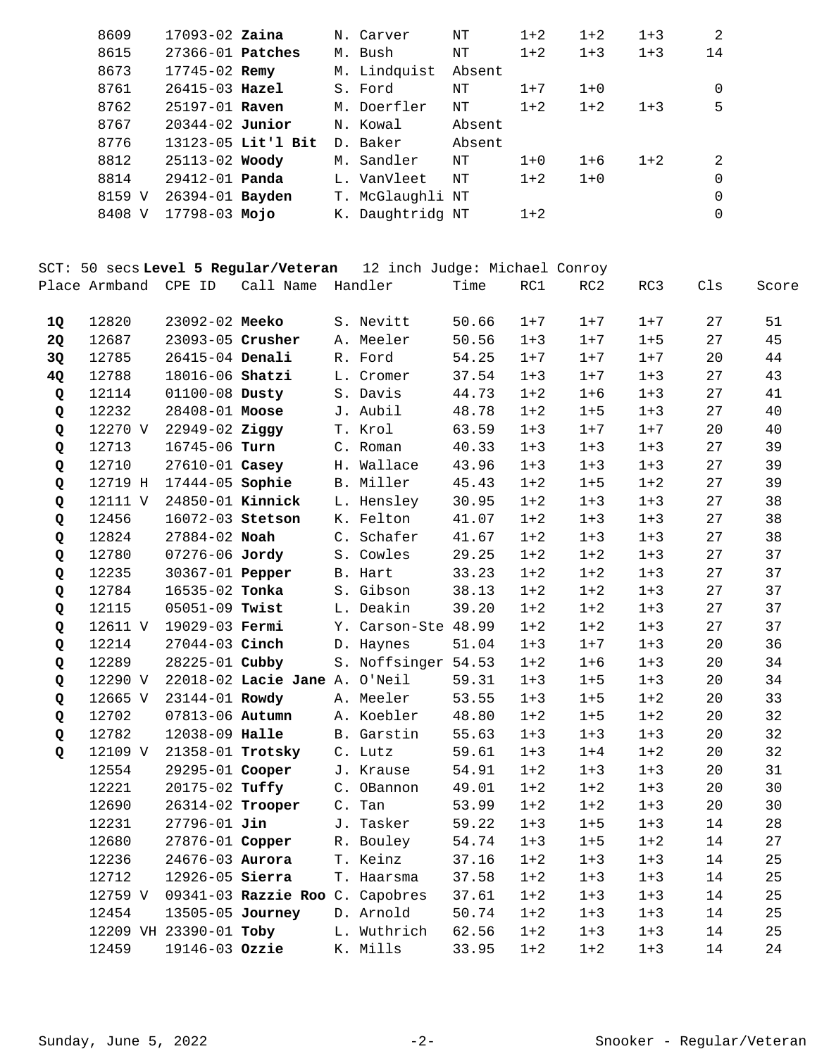| Place | Armband | CPE ID | Call Name | Handler | Time | RC1 | RC2 | RC3 | Cls | Score |
|---|---|---|---|---|---|---|---|---|---|---|
| | 8609 | 17093-02 | **Zaina** | N. Carver | NT | 1+2 | 1+2 | 1+3 | 2 | |
| | 8615 | 27366-01 | **Patches** | M. Bush | NT | 1+2 | 1+3 | 1+3 | 14 | |
| | 8673 | 17745-02 | **Remy** | M. Lindquist | Absent | | | | | |
| | 8761 | 26415-03 | **Hazel** | S. Ford | NT | 1+7 | 1+0 | | 0 | |
| | 8762 | 25197-01 | **Raven** | M. Doerfler | NT | 1+2 | 1+2 | 1+3 | 5 | |
| | 8767 | 20344-02 | **Junior** | N. Kowal | Absent | | | | | |
| | 8776 | 13123-05 | **Lit'l Bit** | D. Baker | Absent | | | | | |
| | 8812 | 25113-02 | **Woody** | M. Sandler | NT | 1+0 | 1+6 | 1+2 | 2 | |
| | 8814 | 29412-01 | **Panda** | L. VanVleet | NT | 1+2 | 1+0 | | 0 | |
| | 8159 V | 26394-01 | **Bayden** | T. McGlaughli | NT | | | | 0 | |
| | 8408 V | 17798-03 | **Mojo** | K. Daughtridg | NT | 1+2 | | | 0 | |

SCT: 50 secs **Level 5 Regular/Veteran** 12 inch Judge: Michael Conroy

| Place | Armband | CPE ID | Call Name | Handler | Time | RC1 | RC2 | RC3 | Cls | Score |
|---|---|---|---|---|---|---|---|---|---|---|
| **1Q** | 12820 | 23092-02 | **Meeko** | S. Nevitt | 50.66 | 1+7 | 1+7 | 1+7 | 27 | 51 |
| **2Q** | 12687 | 23093-05 | **Crusher** | A. Meeler | 50.56 | 1+3 | 1+7 | 1+5 | 27 | 45 |
| **3Q** | 12785 | 26415-04 | **Denali** | R. Ford | 54.25 | 1+7 | 1+7 | 1+7 | 20 | 44 |
| **4Q** | 12788 | 18016-06 | **Shatzi** | L. Cromer | 37.54 | 1+3 | 1+7 | 1+3 | 27 | 43 |
| **Q** | 12114 | 01100-08 | **Dusty** | S. Davis | 44.73 | 1+2 | 1+6 | 1+3 | 27 | 41 |
| **Q** | 12232 | 28408-01 | **Moose** | J. Aubil | 48.78 | 1+2 | 1+5 | 1+3 | 27 | 40 |
| **Q** | 12270 V | 22949-02 | **Ziggy** | T. Krol | 63.59 | 1+3 | 1+7 | 1+7 | 20 | 40 |
| **Q** | 12713 | 16745-06 | **Turn** | C. Roman | 40.33 | 1+3 | 1+3 | 1+3 | 27 | 39 |
| **Q** | 12710 | 27610-01 | **Casey** | H. Wallace | 43.96 | 1+3 | 1+3 | 1+3 | 27 | 39 |
| **Q** | 12719 H | 17444-05 | **Sophie** | B. Miller | 45.43 | 1+2 | 1+5 | 1+2 | 27 | 39 |
| **Q** | 12111 V | 24850-01 | **Kinnick** | L. Hensley | 30.95 | 1+2 | 1+3 | 1+3 | 27 | 38 |
| **Q** | 12456 | 16072-03 | **Stetson** | K. Felton | 41.07 | 1+2 | 1+3 | 1+3 | 27 | 38 |
| **Q** | 12824 | 27884-02 | **Noah** | C. Schafer | 41.67 | 1+2 | 1+3 | 1+3 | 27 | 38 |
| **Q** | 12780 | 07276-06 | **Jordy** | S. Cowles | 29.25 | 1+2 | 1+2 | 1+3 | 27 | 37 |
| **Q** | 12235 | 30367-01 | **Pepper** | B. Hart | 33.23 | 1+2 | 1+2 | 1+3 | 27 | 37 |
| **Q** | 12784 | 16535-02 | **Tonka** | S. Gibson | 38.13 | 1+2 | 1+2 | 1+3 | 27 | 37 |
| **Q** | 12115 | 05051-09 | **Twist** | L. Deakin | 39.20 | 1+2 | 1+2 | 1+3 | 27 | 37 |
| **Q** | 12611 V | 19029-03 | **Fermi** | Y. Carson-Ste | 48.99 | 1+2 | 1+2 | 1+3 | 27 | 37 |
| **Q** | 12214 | 27044-03 | **Cinch** | D. Haynes | 51.04 | 1+3 | 1+7 | 1+3 | 20 | 36 |
| **Q** | 12289 | 28225-01 | **Cubby** | S. Noffsinger | 54.53 | 1+2 | 1+6 | 1+3 | 20 | 34 |
| **Q** | 12290 V | 22018-02 | **Lacie Jane** | A. O'Neil | 59.31 | 1+3 | 1+5 | 1+3 | 20 | 34 |
| **Q** | 12665 V | 23144-01 | **Rowdy** | A. Meeler | 53.55 | 1+3 | 1+5 | 1+2 | 20 | 33 |
| **Q** | 12702 | 07813-06 | **Autumn** | A. Koebler | 48.80 | 1+2 | 1+5 | 1+2 | 20 | 32 |
| **Q** | 12782 | 12038-09 | **Halle** | B. Garstin | 55.63 | 1+3 | 1+3 | 1+3 | 20 | 32 |
| **Q** | 12109 V | 21358-01 | **Trotsky** | C. Lutz | 59.61 | 1+3 | 1+4 | 1+2 | 20 | 32 |
| | 12554 | 29295-01 | **Cooper** | J. Krause | 54.91 | 1+2 | 1+3 | 1+3 | 20 | 31 |
| | 12221 | 20175-02 | **Tuffy** | C. OBannon | 49.01 | 1+2 | 1+2 | 1+3 | 20 | 30 |
| | 12690 | 26314-02 | **Trooper** | C. Tan | 53.99 | 1+2 | 1+2 | 1+3 | 20 | 30 |
| | 12231 | 27796-01 | **Jin** | J. Tasker | 59.22 | 1+3 | 1+5 | 1+3 | 14 | 28 |
| | 12680 | 27876-01 | **Copper** | R. Bouley | 54.74 | 1+3 | 1+5 | 1+2 | 14 | 27 |
| | 12236 | 24676-03 | **Aurora** | T. Keinz | 37.16 | 1+2 | 1+3 | 1+3 | 14 | 25 |
| | 12712 | 12926-05 | **Sierra** | T. Haarsma | 37.58 | 1+2 | 1+3 | 1+3 | 14 | 25 |
| | 12759 V | 09341-03 | **Razzie Roo** | C. Capobres | 37.61 | 1+2 | 1+3 | 1+3 | 14 | 25 |
| | 12454 | 13505-05 | **Journey** | D. Arnold | 50.74 | 1+2 | 1+3 | 1+3 | 14 | 25 |
| | 12209 VH | 23390-01 | **Toby** | L. Wuthrich | 62.56 | 1+2 | 1+3 | 1+3 | 14 | 25 |
| | 12459 | 19146-03 | **Ozzie** | K. Mills | 33.95 | 1+2 | 1+2 | 1+3 | 14 | 24 |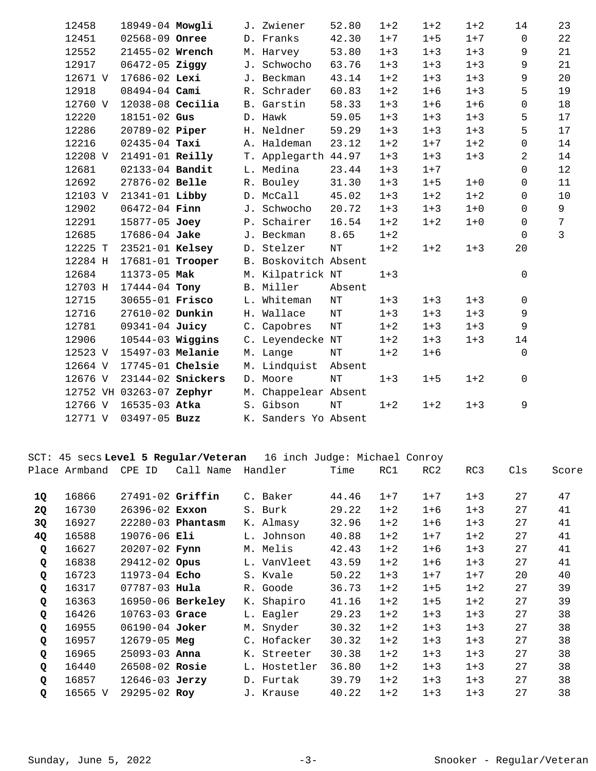| | Armband | CPE ID | Call Name | Handler | Time | RC1 | RC2 | RC3 | Cls | Score |
|---|---|---|---|---|---|---|---|---|---|---|
| | 12458 | 18949-04 | **Mowgli** | J. Zwiener | 52.80 | 1+2 | 1+2 | 1+2 | 14 | 23 |
| | 12451 | 02568-09 | **Onree** | D. Franks | 42.30 | 1+7 | 1+5 | 1+7 | 0 | 22 |
| | 12552 | 21455-02 | **Wrench** | M. Harvey | 53.80 | 1+3 | 1+3 | 1+3 | 9 | 21 |
| | 12917 | 06472-05 | **Ziggy** | J. Schwocho | 63.76 | 1+3 | 1+3 | 1+3 | 9 | 21 |
| | 12671 V | 17686-02 | **Lexi** | J. Beckman | 43.14 | 1+2 | 1+3 | 1+3 | 9 | 20 |
| | 12918 | 08494-04 | **Cami** | R. Schrader | 60.83 | 1+2 | 1+6 | 1+3 | 5 | 19 |
| | 12760 V | 12038-08 | **Cecilia** | B. Garstin | 58.33 | 1+3 | 1+6 | 1+6 | 0 | 18 |
| | 12220 | 18151-02 | **Gus** | D. Hawk | 59.05 | 1+3 | 1+3 | 1+3 | 5 | 17 |
| | 12286 | 20789-02 | **Piper** | H. Neldner | 59.29 | 1+3 | 1+3 | 1+3 | 5 | 17 |
| | 12216 | 02435-04 | **Taxi** | A. Haldeman | 23.12 | 1+2 | 1+7 | 1+2 | 0 | 14 |
| | 12208 V | 21491-01 | **Reilly** | T. Applegarth | 44.97 | 1+3 | 1+3 | 1+3 | 2 | 14 |
| | 12681 | 02133-04 | **Bandit** | L. Medina | 23.44 | 1+3 | 1+7 | | 0 | 12 |
| | 12692 | 27876-02 | **Belle** | R. Bouley | 31.30 | 1+3 | 1+5 | 1+0 | 0 | 11 |
| | 12103 V | 21341-01 | **Libby** | D. McCall | 45.02 | 1+3 | 1+2 | 1+2 | 0 | 10 |
| | 12902 | 06472-04 | **Finn** | J. Schwocho | 20.72 | 1+3 | 1+3 | 1+0 | 0 | 9 |
| | 12291 | 15877-05 | **Joey** | P. Schairer | 16.54 | 1+2 | 1+2 | 1+0 | 0 | 7 |
| | 12685 | 17686-04 | **Jake** | J. Beckman | 8.65 | 1+2 | | | 0 | 3 |
| | 12225 T | 23521-01 | **Kelsey** | D. Stelzer | NT | 1+2 | 1+2 | 1+3 | 20 | |
| | 12284 H | 17681-01 | **Trooper** | B. Boskovitch | Absent | | | | | |
| | 12684 | 11373-05 | **Mak** | M. Kilpatrick | NT | 1+3 | | | 0 | |
| | 12703 H | 17444-04 | **Tony** | B. Miller | Absent | | | | | |
| | 12715 | 30655-01 | **Frisco** | L. Whiteman | NT | 1+3 | 1+3 | 1+3 | 0 | |
| | 12716 | 27610-02 | **Dunkin** | H. Wallace | NT | 1+3 | 1+3 | 1+3 | 9 | |
| | 12781 | 09341-04 | **Juicy** | C. Capobres | NT | 1+2 | 1+3 | 1+3 | 9 | |
| | 12906 | 10544-03 | **Wiggins** | C. Leyendecke | NT | 1+2 | 1+3 | 1+3 | 14 | |
| | 12523 V | 15497-03 | **Melanie** | M. Lange | NT | 1+2 | 1+6 | | 0 | |
| | 12664 V | 17745-01 | **Chelsie** | M. Lindquist | Absent | | | | | |
| | 12676 V | 23144-02 | **Snickers** | D. Moore | NT | 1+3 | 1+5 | 1+2 | 0 | |
| | 12752 VH | 03263-07 | **Zephyr** | M. Chappelear | Absent | | | | | |
| | 12766 V | 16535-03 | **Atka** | S. Gibson | NT | 1+2 | 1+2 | 1+3 | 9 | |
| | 12771 V | 03497-05 | **Buzz** | K. Sanders Yo | Absent | | | | | |

SCT: 45 secs **Level 5 Regular/Veteran** 16 inch Judge: Michael Conroy

| Place | Armband | CPE ID | Call Name | Handler | Time | RC1 | RC2 | RC3 | Cls | Score |
|---|---|---|---|---|---|---|---|---|---|---|
| **1Q** | 16866 | 27491-02 | **Griffin** | C. Baker | 44.46 | 1+7 | 1+7 | 1+3 | 27 | 47 |
| **2Q** | 16730 | 26396-02 | **Exxon** | S. Burk | 29.22 | 1+2 | 1+6 | 1+3 | 27 | 41 |
| **3Q** | 16927 | 22280-03 | **Phantasm** | K. Almasy | 32.96 | 1+2 | 1+6 | 1+3 | 27 | 41 |
| **4Q** | 16588 | 19076-06 | **Eli** | L. Johnson | 40.88 | 1+2 | 1+7 | 1+2 | 27 | 41 |
| **Q** | 16627 | 20207-02 | **Fynn** | M. Melis | 42.43 | 1+2 | 1+6 | 1+3 | 27 | 41 |
| **Q** | 16838 | 29412-02 | **Opus** | L. VanVleet | 43.59 | 1+2 | 1+6 | 1+3 | 27 | 41 |
| **Q** | 16723 | 11973-04 | **Echo** | S. Kvale | 50.22 | 1+3 | 1+7 | 1+7 | 20 | 40 |
| **Q** | 16317 | 07787-03 | **Hula** | R. Goode | 36.73 | 1+2 | 1+5 | 1+2 | 27 | 39 |
| **Q** | 16363 | 16950-06 | **Berkeley** | K. Shapiro | 41.16 | 1+2 | 1+5 | 1+2 | 27 | 39 |
| **Q** | 16426 | 10763-03 | **Grace** | L. Eagler | 29.23 | 1+2 | 1+3 | 1+3 | 27 | 38 |
| **Q** | 16955 | 06190-04 | **Joker** | M. Snyder | 30.32 | 1+2 | 1+3 | 1+3 | 27 | 38 |
| **Q** | 16957 | 12679-05 | **Meg** | C. Hofacker | 30.32 | 1+2 | 1+3 | 1+3 | 27 | 38 |
| **Q** | 16965 | 25093-03 | **Anna** | K. Streeter | 30.38 | 1+2 | 1+3 | 1+3 | 27 | 38 |
| **Q** | 16440 | 26508-02 | **Rosie** | L. Hostetler | 36.80 | 1+2 | 1+3 | 1+3 | 27 | 38 |
| **Q** | 16857 | 12646-03 | **Jerzy** | D. Furtak | 39.79 | 1+2 | 1+3 | 1+3 | 27 | 38 |
| **Q** | 16565 V | 29295-02 | **Roy** | J. Krause | 40.22 | 1+2 | 1+3 | 1+3 | 27 | 38 |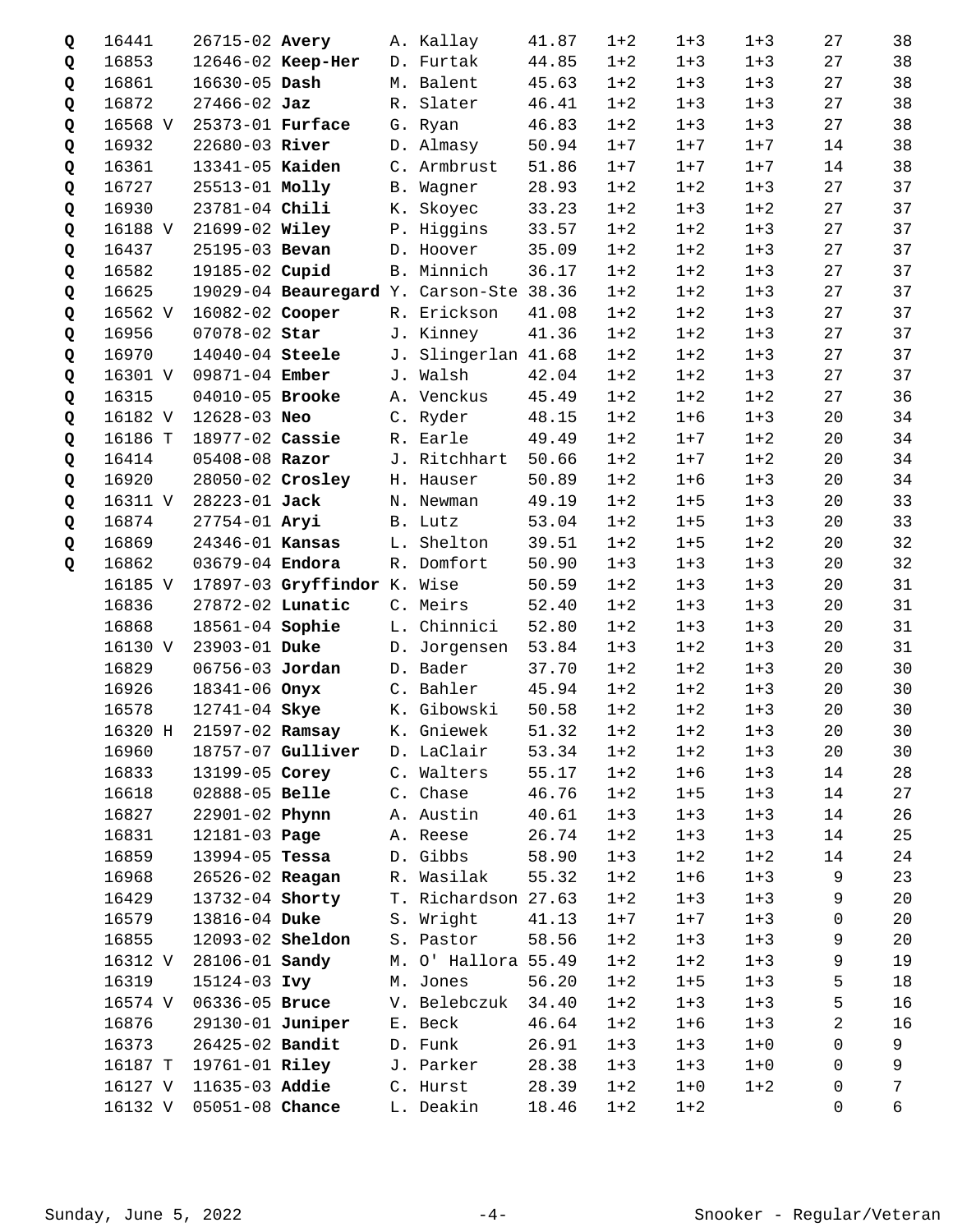| | | | | | | | | | | |
|---|---|---|---|---|---|---|---|---|---|---|
| Q | 16441 | 26715-02 | **Avery** | A. Kallay | 41.87 | 1+2 | 1+3 | 1+3 | 27 | 38 |
| Q | 16853 | 12646-02 | **Keep-Her** | D. Furtak | 44.85 | 1+2 | 1+3 | 1+3 | 27 | 38 |
| Q | 16861 | 16630-05 | **Dash** | M. Balent | 45.63 | 1+2 | 1+3 | 1+3 | 27 | 38 |
| Q | 16872 | 27466-02 | **Jaz** | R. Slater | 46.41 | 1+2 | 1+3 | 1+3 | 27 | 38 |
| Q | 16568 V | 25373-01 | **Furface** | G. Ryan | 46.83 | 1+2 | 1+3 | 1+3 | 27 | 38 |
| Q | 16932 | 22680-03 | **River** | D. Almasy | 50.94 | 1+7 | 1+7 | 1+7 | 14 | 38 |
| Q | 16361 | 13341-05 | **Kaiden** | C. Armbrust | 51.86 | 1+7 | 1+7 | 1+7 | 14 | 38 |
| Q | 16727 | 25513-01 | **Molly** | B. Wagner | 28.93 | 1+2 | 1+2 | 1+3 | 27 | 37 |
| Q | 16930 | 23781-04 | **Chili** | K. Skoyec | 33.23 | 1+2 | 1+3 | 1+2 | 27 | 37 |
| Q | 16188 V | 21699-02 | **Wiley** | P. Higgins | 33.57 | 1+2 | 1+2 | 1+3 | 27 | 37 |
| Q | 16437 | 25195-03 | **Bevan** | D. Hoover | 35.09 | 1+2 | 1+2 | 1+3 | 27 | 37 |
| Q | 16582 | 19185-02 | **Cupid** | B. Minnich | 36.17 | 1+2 | 1+2 | 1+3 | 27 | 37 |
| Q | 16625 | 19029-04 | **Beauregard** | Y. Carson-Ste | 38.36 | 1+2 | 1+2 | 1+3 | 27 | 37 |
| Q | 16562 V | 16082-02 | **Cooper** | R. Erickson | 41.08 | 1+2 | 1+2 | 1+3 | 27 | 37 |
| Q | 16956 | 07078-02 | **Star** | J. Kinney | 41.36 | 1+2 | 1+2 | 1+3 | 27 | 37 |
| Q | 16970 | 14040-04 | **Steele** | J. Slingerlan | 41.68 | 1+2 | 1+2 | 1+3 | 27 | 37 |
| Q | 16301 V | 09871-04 | **Ember** | J. Walsh | 42.04 | 1+2 | 1+2 | 1+3 | 27 | 37 |
| Q | 16315 | 04010-05 | **Brooke** | A. Venckus | 45.49 | 1+2 | 1+2 | 1+2 | 27 | 36 |
| Q | 16182 V | 12628-03 | **Neo** | C. Ryder | 48.15 | 1+2 | 1+6 | 1+3 | 20 | 34 |
| Q | 16186 T | 18977-02 | **Cassie** | R. Earle | 49.49 | 1+2 | 1+7 | 1+2 | 20 | 34 |
| Q | 16414 | 05408-08 | **Razor** | J. Ritchhart | 50.66 | 1+2 | 1+7 | 1+2 | 20 | 34 |
| Q | 16920 | 28050-02 | **Crosley** | H. Hauser | 50.89 | 1+2 | 1+6 | 1+3 | 20 | 34 |
| Q | 16311 V | 28223-01 | **Jack** | N. Newman | 49.19 | 1+2 | 1+5 | 1+3 | 20 | 33 |
| Q | 16874 | 27754-01 | **Aryi** | B. Lutz | 53.04 | 1+2 | 1+5 | 1+3 | 20 | 33 |
| Q | 16869 | 24346-01 | **Kansas** | L. Shelton | 39.51 | 1+2 | 1+5 | 1+2 | 20 | 32 |
| Q | 16862 | 03679-04 | **Endora** | R. Domfort | 50.90 | 1+3 | 1+3 | 1+3 | 20 | 32 |
| | 16185 V | 17897-03 | **Gryffindor** | K. Wise | 50.59 | 1+2 | 1+3 | 1+3 | 20 | 31 |
| | 16836 | 27872-02 | **Lunatic** | C. Meirs | 52.40 | 1+2 | 1+3 | 1+3 | 20 | 31 |
| | 16868 | 18561-04 | **Sophie** | L. Chinnici | 52.80 | 1+2 | 1+3 | 1+3 | 20 | 31 |
| | 16130 V | 23903-01 | **Duke** | D. Jorgensen | 53.84 | 1+3 | 1+2 | 1+3 | 20 | 31 |
| | 16829 | 06756-03 | **Jordan** | D. Bader | 37.70 | 1+2 | 1+2 | 1+3 | 20 | 30 |
| | 16926 | 18341-06 | **Onyx** | C. Bahler | 45.94 | 1+2 | 1+2 | 1+3 | 20 | 30 |
| | 16578 | 12741-04 | **Skye** | K. Gibowski | 50.58 | 1+2 | 1+2 | 1+3 | 20 | 30 |
| | 16320 H | 21597-02 | **Ramsay** | K. Gniewek | 51.32 | 1+2 | 1+2 | 1+3 | 20 | 30 |
| | 16960 | 18757-07 | **Gulliver** | D. LaClair | 53.34 | 1+2 | 1+2 | 1+3 | 20 | 30 |
| | 16833 | 13199-05 | **Corey** | C. Walters | 55.17 | 1+2 | 1+6 | 1+3 | 14 | 28 |
| | 16618 | 02888-05 | **Belle** | C. Chase | 46.76 | 1+2 | 1+5 | 1+3 | 14 | 27 |
| | 16827 | 22901-02 | **Phynn** | A. Austin | 40.61 | 1+3 | 1+3 | 1+3 | 14 | 26 |
| | 16831 | 12181-03 | **Page** | A. Reese | 26.74 | 1+2 | 1+3 | 1+3 | 14 | 25 |
| | 16859 | 13994-05 | **Tessa** | D. Gibbs | 58.90 | 1+3 | 1+2 | 1+2 | 14 | 24 |
| | 16968 | 26526-02 | **Reagan** | R. Wasilak | 55.32 | 1+2 | 1+6 | 1+3 | 9 | 23 |
| | 16429 | 13732-04 | **Shorty** | T. Richardson | 27.63 | 1+2 | 1+3 | 1+3 | 9 | 20 |
| | 16579 | 13816-04 | **Duke** | S. Wright | 41.13 | 1+7 | 1+7 | 1+3 | 0 | 20 |
| | 16855 | 12093-02 | **Sheldon** | S. Pastor | 58.56 | 1+2 | 1+3 | 1+3 | 9 | 20 |
| | 16312 V | 28106-01 | **Sandy** | M. O' Hallora | 55.49 | 1+2 | 1+2 | 1+3 | 9 | 19 |
| | 16319 | 15124-03 | **Ivy** | M. Jones | 56.20 | 1+2 | 1+5 | 1+3 | 5 | 18 |
| | 16574 V | 06336-05 | **Bruce** | V. Belebczuk | 34.40 | 1+2 | 1+3 | 1+3 | 5 | 16 |
| | 16876 | 29130-01 | **Juniper** | E. Beck | 46.64 | 1+2 | 1+6 | 1+3 | 2 | 16 |
| | 16373 | 26425-02 | **Bandit** | D. Funk | 26.91 | 1+3 | 1+3 | 1+0 | 0 | 9 |
| | 16187 T | 19761-01 | **Riley** | J. Parker | 28.38 | 1+3 | 1+3 | 1+0 | 0 | 9 |
| | 16127 V | 11635-03 | **Addie** | C. Hurst | 28.39 | 1+2 | 1+0 | 1+2 | 0 | 7 |
| | 16132 V | 05051-08 | **Chance** | L. Deakin | 18.46 | 1+2 | 1+2 | | 0 | 6 |

Sunday, June 5, 2022 — Snooker - Regular/Veteran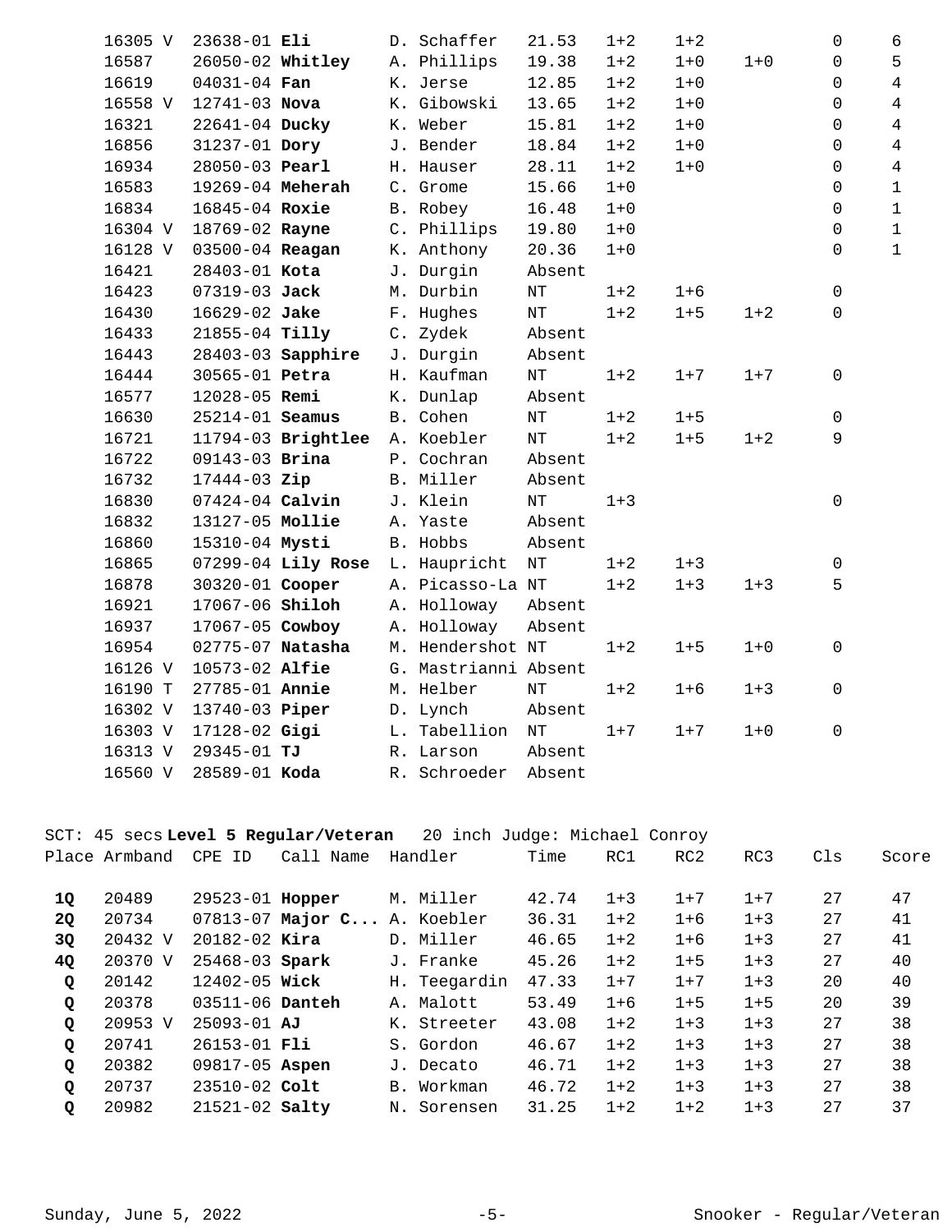| Place | Armband | CPE ID | Call Name | Handler | Time | RC1 | RC2 | RC3 | Cls | Score |
|---|---|---|---|---|---|---|---|---|---|---|
| | 16305 V | 23638-01 | **Eli** | D. Schaffer | 21.53 | 1+2 | 1+2 | | 0 | 6 |
| | 16587 | 26050-02 | **Whitley** | A. Phillips | 19.38 | 1+2 | 1+0 | 1+0 | 0 | 5 |
| | 16619 | 04031-04 | **Fan** | K. Jerse | 12.85 | 1+2 | 1+0 | | 0 | 4 |
| | 16558 V | 12741-03 | **Nova** | K. Gibowski | 13.65 | 1+2 | 1+0 | | 0 | 4 |
| | 16321 | 22641-04 | **Ducky** | K. Weber | 15.81 | 1+2 | 1+0 | | 0 | 4 |
| | 16856 | 31237-01 | **Dory** | J. Bender | 18.84 | 1+2 | 1+0 | | 0 | 4 |
| | 16934 | 28050-03 | **Pearl** | H. Hauser | 28.11 | 1+2 | 1+0 | | 0 | 4 |
| | 16583 | 19269-04 | **Meherah** | C. Grome | 15.66 | 1+0 | | | 0 | 1 |
| | 16834 | 16845-04 | **Roxie** | B. Robey | 16.48 | 1+0 | | | 0 | 1 |
| | 16304 V | 18769-02 | **Rayne** | C. Phillips | 19.80 | 1+0 | | | 0 | 1 |
| | 16128 V | 03500-04 | **Reagan** | K. Anthony | 20.36 | 1+0 | | | 0 | 1 |
| | 16421 | 28403-01 | **Kota** | J. Durgin | Absent | | | | | |
| | 16423 | 07319-03 | **Jack** | M. Durbin | NT | 1+2 | 1+6 | | 0 | |
| | 16430 | 16629-02 | **Jake** | F. Hughes | NT | 1+2 | 1+5 | 1+2 | 0 | |
| | 16433 | 21855-04 | **Tilly** | C. Zydek | Absent | | | | | |
| | 16443 | 28403-03 | **Sapphire** | J. Durgin | Absent | | | | | |
| | 16444 | 30565-01 | **Petra** | H. Kaufman | NT | 1+2 | 1+7 | 1+7 | 0 | |
| | 16577 | 12028-05 | **Remi** | K. Dunlap | Absent | | | | | |
| | 16630 | 25214-01 | **Seamus** | B. Cohen | NT | 1+2 | 1+5 | | 0 | |
| | 16721 | 11794-03 | **Brightlee** | A. Koebler | NT | 1+2 | 1+5 | 1+2 | 9 | |
| | 16722 | 09143-03 | **Brina** | P. Cochran | Absent | | | | | |
| | 16732 | 17444-03 | **Zip** | B. Miller | Absent | | | | | |
| | 16830 | 07424-04 | **Calvin** | J. Klein | NT | 1+3 | | | 0 | |
| | 16832 | 13127-05 | **Mollie** | A. Yaste | Absent | | | | | |
| | 16860 | 15310-04 | **Mysti** | B. Hobbs | Absent | | | | | |
| | 16865 | 07299-04 | **Lily Rose** | L. Haupricht | NT | 1+2 | 1+3 | | 0 | |
| | 16878 | 30320-01 | **Cooper** | A. Picasso-La | NT | 1+2 | 1+3 | 1+3 | 5 | |
| | 16921 | 17067-06 | **Shiloh** | A. Holloway | Absent | | | | | |
| | 16937 | 17067-05 | **Cowboy** | A. Holloway | Absent | | | | | |
| | 16954 | 02775-07 | **Natasha** | M. Hendershot | NT | 1+2 | 1+5 | 1+0 | 0 | |
| | 16126 V | 10573-02 | **Alfie** | G. Mastrianni | Absent | | | | | |
| | 16190 T | 27785-01 | **Annie** | M. Helber | NT | 1+2 | 1+6 | 1+3 | 0 | |
| | 16302 V | 13740-03 | **Piper** | D. Lynch | Absent | | | | | |
| | 16303 V | 17128-02 | **Gigi** | L. Tabellion | NT | 1+7 | 1+7 | 1+0 | 0 | |
| | 16313 V | 29345-01 | **TJ** | R. Larson | Absent | | | | | |
| | 16560 V | 28589-01 | **Koda** | R. Schroeder | Absent | | | | | |

SCT: 45 secs **Level 5 Regular/Veteran** 20 inch Judge: Michael Conroy

| Place | Armband | CPE ID | Call Name | Handler | Time | RC1 | RC2 | RC3 | Cls | Score |
|---|---|---|---|---|---|---|---|---|---|---|
| **1Q** | 20489 | 29523-01 | **Hopper** | M. Miller | 42.74 | 1+3 | 1+7 | 1+7 | 27 | 47 |
| **2Q** | 20734 | 07813-07 | **Major C...** | A. Koebler | 36.31 | 1+2 | 1+6 | 1+3 | 27 | 41 |
| **3Q** | 20432 V | 20182-02 | **Kira** | D. Miller | 46.65 | 1+2 | 1+6 | 1+3 | 27 | 41 |
| **4Q** | 20370 V | 25468-03 | **Spark** | J. Franke | 45.26 | 1+2 | 1+5 | 1+3 | 27 | 40 |
| **Q** | 20142 | 12402-05 | **Wick** | H. Teegardin | 47.33 | 1+7 | 1+7 | 1+3 | 20 | 40 |
| **Q** | 20378 | 03511-06 | **Danteh** | A. Malott | 53.49 | 1+6 | 1+5 | 1+5 | 20 | 39 |
| **Q** | 20953 V | 25093-01 | **AJ** | K. Streeter | 43.08 | 1+2 | 1+3 | 1+3 | 27 | 38 |
| **Q** | 20741 | 26153-01 | **Fli** | S. Gordon | 46.67 | 1+2 | 1+3 | 1+3 | 27 | 38 |
| **Q** | 20382 | 09817-05 | **Aspen** | J. Decato | 46.71 | 1+2 | 1+3 | 1+3 | 27 | 38 |
| **Q** | 20737 | 23510-02 | **Colt** | B. Workman | 46.72 | 1+2 | 1+3 | 1+3 | 27 | 38 |
| **Q** | 20982 | 21521-02 | **Salty** | N. Sorensen | 31.25 | 1+2 | 1+2 | 1+3 | 27 | 37 |

Sunday, June 5, 2022 | Snooker - Regular/Veteran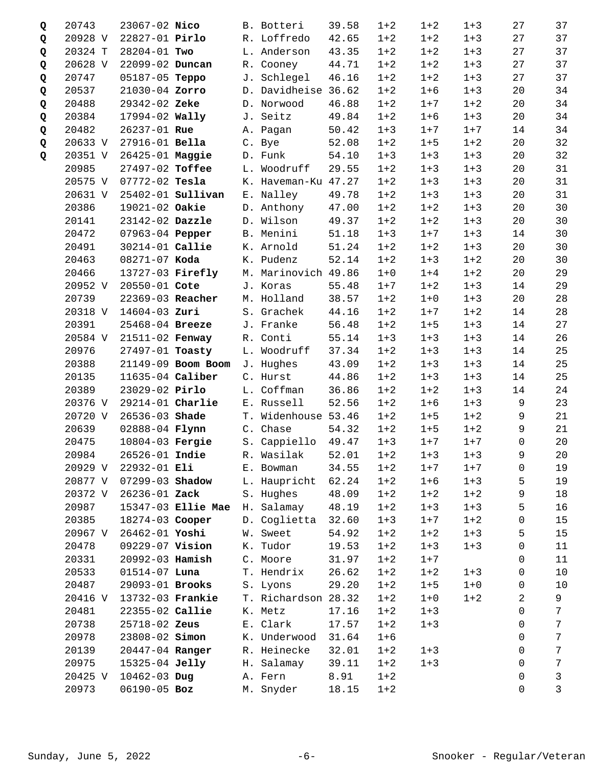| Q | Armband | Reg # | Dog | Handler | Time | | | | | Total |
|---|---|---|---|---|---|---|---|---|---|---|
| Q | 20743 | 23067-02 | **Nico** | B. Botteri | 39.58 | 1+2 | 1+2 | 1+3 | 27 | 37 |
| Q | 20928 V | 22827-01 | **Pirlo** | R. Loffredo | 42.65 | 1+2 | 1+2 | 1+3 | 27 | 37 |
| Q | 20324 T | 28204-01 | **Two** | L. Anderson | 43.35 | 1+2 | 1+2 | 1+3 | 27 | 37 |
| Q | 20628 V | 22099-02 | **Duncan** | R. Cooney | 44.71 | 1+2 | 1+2 | 1+3 | 27 | 37 |
| Q | 20747 | 05187-05 | **Teppo** | J. Schlegel | 46.16 | 1+2 | 1+2 | 1+3 | 27 | 37 |
| Q | 20537 | 21030-04 | **Zorro** | D. Davidheise | 36.62 | 1+2 | 1+6 | 1+3 | 20 | 34 |
| Q | 20488 | 29342-02 | **Zeke** | D. Norwood | 46.88 | 1+2 | 1+7 | 1+2 | 20 | 34 |
| Q | 20384 | 17994-02 | **Wally** | J. Seitz | 49.84 | 1+2 | 1+6 | 1+3 | 20 | 34 |
| Q | 20482 | 26237-01 | **Rue** | A. Pagan | 50.42 | 1+3 | 1+7 | 1+7 | 14 | 34 |
| Q | 20633 V | 27916-01 | **Bella** | C. Bye | 52.08 | 1+2 | 1+5 | 1+2 | 20 | 32 |
| Q | 20351 V | 26425-01 | **Maggie** | D. Funk | 54.10 | 1+3 | 1+3 | 1+3 | 20 | 32 |
| | 20985 | 27497-02 | **Toffee** | L. Woodruff | 29.55 | 1+2 | 1+3 | 1+3 | 20 | 31 |
| | 20575 V | 07772-02 | **Tesla** | K. Haveman-Ku | 47.27 | 1+2 | 1+3 | 1+3 | 20 | 31 |
| | 20631 V | 25402-01 | **Sullivan** | E. Nalley | 49.78 | 1+2 | 1+3 | 1+3 | 20 | 31 |
| | 20386 | 19021-02 | **Oakie** | D. Anthony | 47.00 | 1+2 | 1+2 | 1+3 | 20 | 30 |
| | 20141 | 23142-02 | **Dazzle** | D. Wilson | 49.37 | 1+2 | 1+2 | 1+3 | 20 | 30 |
| | 20472 | 07963-04 | **Pepper** | B. Menini | 51.18 | 1+3 | 1+7 | 1+3 | 14 | 30 |
| | 20491 | 30214-01 | **Callie** | K. Arnold | 51.24 | 1+2 | 1+2 | 1+3 | 20 | 30 |
| | 20463 | 08271-07 | **Koda** | K. Pudenz | 52.14 | 1+2 | 1+3 | 1+2 | 20 | 30 |
| | 20466 | 13727-03 | **Firefly** | M. Marinovich | 49.86 | 1+0 | 1+4 | 1+2 | 20 | 29 |
| | 20952 V | 20550-01 | **Cote** | J. Koras | 55.48 | 1+7 | 1+2 | 1+3 | 14 | 29 |
| | 20739 | 22369-03 | **Reacher** | M. Holland | 38.57 | 1+2 | 1+0 | 1+3 | 20 | 28 |
| | 20318 V | 14604-03 | **Zuri** | S. Grachek | 44.16 | 1+2 | 1+7 | 1+2 | 14 | 28 |
| | 20391 | 25468-04 | **Breeze** | J. Franke | 56.48 | 1+2 | 1+5 | 1+3 | 14 | 27 |
| | 20584 V | 21511-02 | **Fenway** | R. Conti | 55.14 | 1+3 | 1+3 | 1+3 | 14 | 26 |
| | 20976 | 27497-01 | **Toasty** | L. Woodruff | 37.34 | 1+2 | 1+3 | 1+3 | 14 | 25 |
| | 20388 | 21149-09 | **Boom Boom** | J. Hughes | 43.09 | 1+2 | 1+3 | 1+3 | 14 | 25 |
| | 20135 | 11635-04 | **Caliber** | C. Hurst | 44.86 | 1+2 | 1+3 | 1+3 | 14 | 25 |
| | 20389 | 23029-02 | **Pirlo** | L. Coffman | 36.86 | 1+2 | 1+2 | 1+3 | 14 | 24 |
| | 20376 V | 29214-01 | **Charlie** | E. Russell | 52.56 | 1+2 | 1+6 | 1+3 | 9 | 23 |
| | 20720 V | 26536-03 | **Shade** | T. Widenhouse | 53.46 | 1+2 | 1+5 | 1+2 | 9 | 21 |
| | 20639 | 02888-04 | **Flynn** | C. Chase | 54.32 | 1+2 | 1+5 | 1+2 | 9 | 21 |
| | 20475 | 10804-03 | **Fergie** | S. Cappiello | 49.47 | 1+3 | 1+7 | 1+7 | 0 | 20 |
| | 20984 | 26526-01 | **Indie** | R. Wasilak | 52.01 | 1+2 | 1+3 | 1+3 | 9 | 20 |
| | 20929 V | 22932-01 | **Eli** | E. Bowman | 34.55 | 1+2 | 1+7 | 1+7 | 0 | 19 |
| | 20877 V | 07299-03 | **Shadow** | L. Haupricht | 62.24 | 1+2 | 1+6 | 1+3 | 5 | 19 |
| | 20372 V | 26236-01 | **Zack** | S. Hughes | 48.09 | 1+2 | 1+2 | 1+2 | 9 | 18 |
| | 20987 | 15347-03 | **Ellie Mae** | H. Salamay | 48.19 | 1+2 | 1+3 | 1+3 | 5 | 16 |
| | 20385 | 18274-03 | **Cooper** | D. Coglietta | 32.60 | 1+3 | 1+7 | 1+2 | 0 | 15 |
| | 20967 V | 26462-01 | **Yoshi** | W. Sweet | 54.92 | 1+2 | 1+2 | 1+3 | 5 | 15 |
| | 20478 | 09229-07 | **Vision** | K. Tudor | 19.53 | 1+2 | 1+3 | 1+3 | 0 | 11 |
| | 20331 | 20992-03 | **Hamish** | C. Moore | 31.97 | 1+2 | 1+7 | | 0 | 11 |
| | 20533 | 01514-07 | **Luna** | T. Hendrix | 26.62 | 1+2 | 1+2 | 1+3 | 0 | 10 |
| | 20487 | 29093-01 | **Brooks** | S. Lyons | 29.20 | 1+2 | 1+5 | 1+0 | 0 | 10 |
| | 20416 V | 13732-03 | **Frankie** | T. Richardson | 28.32 | 1+2 | 1+0 | 1+2 | 2 | 9 |
| | 20481 | 22355-02 | **Callie** | K. Metz | 17.16 | 1+2 | 1+3 | | 0 | 7 |
| | 20738 | 25718-02 | **Zeus** | E. Clark | 17.57 | 1+2 | 1+3 | | 0 | 7 |
| | 20978 | 23808-02 | **Simon** | K. Underwood | 31.64 | 1+6 | | | 0 | 7 |
| | 20139 | 20447-04 | **Ranger** | R. Heinecke | 32.01 | 1+2 | 1+3 | | 0 | 7 |
| | 20975 | 15325-04 | **Jelly** | H. Salamay | 39.11 | 1+2 | 1+3 | | 0 | 7 |
| | 20425 V | 10462-03 | **Dug** | A. Fern | 8.91 | 1+2 | | | 0 | 3 |
| | 20973 | 06190-05 | **Boz** | M. Snyder | 18.15 | 1+2 | | | 0 | 3 |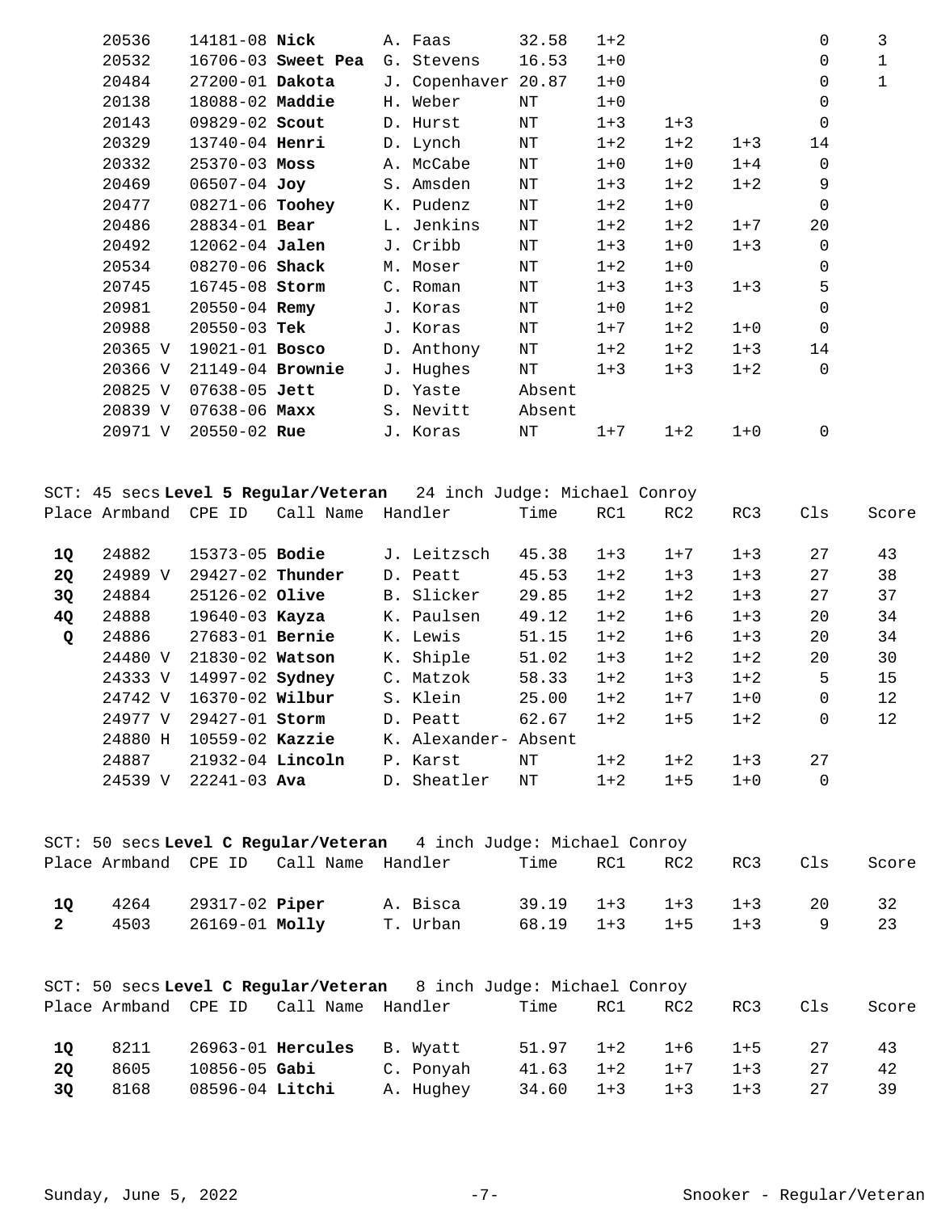| Place | Armband | CPE ID | Call Name | Handler | Time | RC1 | RC2 | RC3 | Cls | Score |
|---|---|---|---|---|---|---|---|---|---|---|
| | 20536 | 14181-08 | **Nick** | A. Faas | 32.58 | 1+2 | | | 0 | 3 |
| | 20532 | 16706-03 | **Sweet Pea** | G. Stevens | 16.53 | 1+0 | | | 0 | 1 |
| | 20484 | 27200-01 | **Dakota** | J. Copenhaver | 20.87 | 1+0 | | | 0 | 1 |
| | 20138 | 18088-02 | **Maddie** | H. Weber | NT | 1+0 | | | 0 | |
| | 20143 | 09829-02 | **Scout** | D. Hurst | NT | 1+3 | 1+3 | | 0 | |
| | 20329 | 13740-04 | **Henri** | D. Lynch | NT | 1+2 | 1+2 | 1+3 | 14 | |
| | 20332 | 25370-03 | **Moss** | A. McCabe | NT | 1+0 | 1+0 | 1+4 | 0 | |
| | 20469 | 06507-04 | **Joy** | S. Amsden | NT | 1+3 | 1+2 | 1+2 | 9 | |
| | 20477 | 08271-06 | **Toohey** | K. Pudenz | NT | 1+2 | 1+0 | | 0 | |
| | 20486 | 28834-01 | **Bear** | L. Jenkins | NT | 1+2 | 1+2 | 1+7 | 20 | |
| | 20492 | 12062-04 | **Jalen** | J. Cribb | NT | 1+3 | 1+0 | 1+3 | 0 | |
| | 20534 | 08270-06 | **Shack** | M. Moser | NT | 1+2 | 1+0 | | 0 | |
| | 20745 | 16745-08 | **Storm** | C. Roman | NT | 1+3 | 1+3 | 1+3 | 5 | |
| | 20981 | 20550-04 | **Remy** | J. Koras | NT | 1+0 | 1+2 | | 0 | |
| | 20988 | 20550-03 | **Tek** | J. Koras | NT | 1+7 | 1+2 | 1+0 | 0 | |
| | 20365 V | 19021-01 | **Bosco** | D. Anthony | NT | 1+2 | 1+2 | 1+3 | 14 | |
| | 20366 V | 21149-04 | **Brownie** | J. Hughes | NT | 1+3 | 1+3 | 1+2 | 0 | |
| | 20825 V | 07638-05 | **Jett** | D. Yaste | Absent | | | | | |
| | 20839 V | 07638-06 | **Maxx** | S. Nevitt | Absent | | | | | |
| | 20971 V | 20550-02 | **Rue** | J. Koras | NT | 1+7 | 1+2 | 1+0 | 0 | |

SCT: 45 secs **Level 5 Regular/Veteran** 24 inch Judge: Michael Conroy

| Place | Armband | CPE ID | Call Name | Handler | Time | RC1 | RC2 | RC3 | Cls | Score |
|---|---|---|---|---|---|---|---|---|---|---|
| **1Q** | 24882 | 15373-05 | **Bodie** | J. Leitzsch | 45.38 | 1+3 | 1+7 | 1+3 | 27 | 43 |
| **2Q** | 24989 V | 29427-02 | **Thunder** | D. Peatt | 45.53 | 1+2 | 1+3 | 1+3 | 27 | 38 |
| **3Q** | 24884 | 25126-02 | **Olive** | B. Slicker | 29.85 | 1+2 | 1+2 | 1+3 | 27 | 37 |
| **4Q** | 24888 | 19640-03 | **Kayza** | K. Paulsen | 49.12 | 1+2 | 1+6 | 1+3 | 20 | 34 |
| **Q** | 24886 | 27683-01 | **Bernie** | K. Lewis | 51.15 | 1+2 | 1+6 | 1+3 | 20 | 34 |
| | 24480 V | 21830-02 | **Watson** | K. Shiple | 51.02 | 1+3 | 1+2 | 1+2 | 20 | 30 |
| | 24333 V | 14997-02 | **Sydney** | C. Matzok | 58.33 | 1+2 | 1+3 | 1+2 | 5 | 15 |
| | 24742 V | 16370-02 | **Wilbur** | S. Klein | 25.00 | 1+2 | 1+7 | 1+0 | 0 | 12 |
| | 24977 V | 29427-01 | **Storm** | D. Peatt | 62.67 | 1+2 | 1+5 | 1+2 | 0 | 12 |
| | 24880 H | 10559-02 | **Kazzie** | K. Alexander- | Absent | | | | | |
| | 24887 | 21932-04 | **Lincoln** | P. Karst | NT | 1+2 | 1+2 | 1+3 | 27 | |
| | 24539 V | 22241-03 | **Ava** | D. Sheatler | NT | 1+2 | 1+5 | 1+0 | 0 | |

SCT: 50 secs **Level C Regular/Veteran** 4 inch Judge: Michael Conroy

| Place | Armband | CPE ID | Call Name | Handler | Time | RC1 | RC2 | RC3 | Cls | Score |
|---|---|---|---|---|---|---|---|---|---|---|
| **1Q** | 4264 | 29317-02 | **Piper** | A. Bisca | 39.19 | 1+3 | 1+3 | 1+3 | 20 | 32 |
| **2** | 4503 | 26169-01 | **Molly** | T. Urban | 68.19 | 1+3 | 1+5 | 1+3 | 9 | 23 |

SCT: 50 secs **Level C Regular/Veteran** 8 inch Judge: Michael Conroy

| Place | Armband | CPE ID | Call Name | Handler | Time | RC1 | RC2 | RC3 | Cls | Score |
|---|---|---|---|---|---|---|---|---|---|---|
| **1Q** | 8211 | 26963-01 | **Hercules** | B. Wyatt | 51.97 | 1+2 | 1+6 | 1+5 | 27 | 43 |
| **2Q** | 8605 | 10856-05 | **Gabi** | C. Ponyah | 41.63 | 1+2 | 1+7 | 1+3 | 27 | 42 |
| **3Q** | 8168 | 08596-04 | **Litchi** | A. Hughey | 34.60 | 1+3 | 1+3 | 1+3 | 27 | 39 |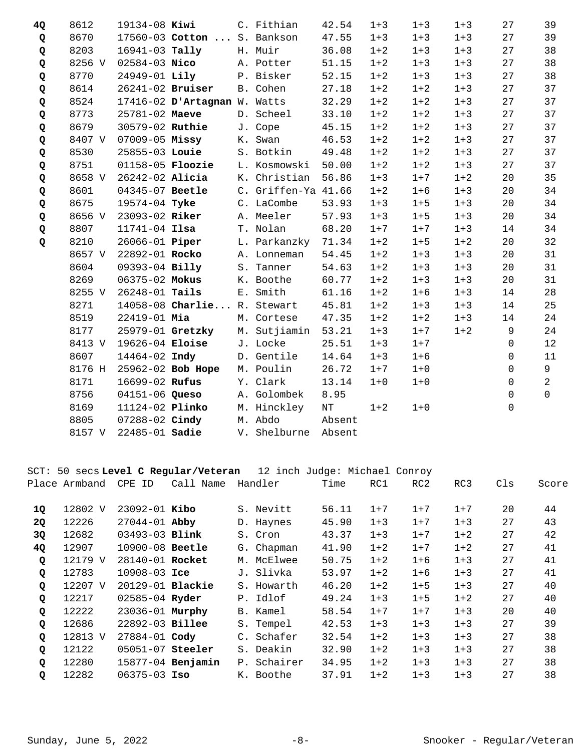| Place | Armband | CPE ID | Call Name | Handler | Time | RC1 | RC2 | RC3 | Cls | Score |
|---|---|---|---|---|---|---|---|---|---|---|
| 4Q | 8612 | 19134-08 | **Kiwi** | C. Fithian | 42.54 | 1+3 | 1+3 | 1+3 | 27 | 39 |
| Q | 8670 | 17560-03 | **Cotton ...** | S. Bankson | 47.55 | 1+3 | 1+3 | 1+3 | 27 | 39 |
| Q | 8203 | 16941-03 | **Tally** | H. Muir | 36.08 | 1+2 | 1+3 | 1+3 | 27 | 38 |
| Q | 8256 V | 02584-03 | **Nico** | A. Potter | 51.15 | 1+2 | 1+3 | 1+3 | 27 | 38 |
| Q | 8770 | 24949-01 | **Lily** | P. Bisker | 52.15 | 1+2 | 1+3 | 1+3 | 27 | 38 |
| Q | 8614 | 26241-02 | **Bruiser** | B. Cohen | 27.18 | 1+2 | 1+2 | 1+3 | 27 | 37 |
| Q | 8524 | 17416-02 | **D'Artagnan** | W. Watts | 32.29 | 1+2 | 1+2 | 1+3 | 27 | 37 |
| Q | 8773 | 25781-02 | **Maeve** | D. Scheel | 33.10 | 1+2 | 1+2 | 1+3 | 27 | 37 |
| Q | 8679 | 30579-02 | **Ruthie** | J. Cope | 45.15 | 1+2 | 1+2 | 1+3 | 27 | 37 |
| Q | 8407 V | 07009-05 | **Missy** | K. Swan | 46.53 | 1+2 | 1+2 | 1+3 | 27 | 37 |
| Q | 8530 | 25855-03 | **Louie** | S. Botkin | 49.48 | 1+2 | 1+2 | 1+3 | 27 | 37 |
| Q | 8751 | 01158-05 | **Floozie** | L. Kosmowski | 50.00 | 1+2 | 1+2 | 1+3 | 27 | 37 |
| Q | 8658 V | 26242-02 | **Alicia** | K. Christian | 56.86 | 1+3 | 1+7 | 1+2 | 20 | 35 |
| Q | 8601 | 04345-07 | **Beetle** | C. Griffen-Ya | 41.66 | 1+2 | 1+6 | 1+3 | 20 | 34 |
| Q | 8675 | 19574-04 | **Tyke** | C. LaCombe | 53.93 | 1+3 | 1+5 | 1+3 | 20 | 34 |
| Q | 8656 V | 23093-02 | **Riker** | A. Meeler | 57.93 | 1+3 | 1+5 | 1+3 | 20 | 34 |
| Q | 8807 | 11741-04 | **Ilsa** | T. Nolan | 68.20 | 1+7 | 1+7 | 1+3 | 14 | 34 |
| Q | 8210 | 26066-01 | **Piper** | L. Parkanzky | 71.34 | 1+2 | 1+5 | 1+2 | 20 | 32 |
| | 8657 V | 22892-01 | **Rocko** | A. Lonneman | 54.45 | 1+2 | 1+3 | 1+3 | 20 | 31 |
| | 8604 | 09393-04 | **Billy** | S. Tanner | 54.63 | 1+2 | 1+3 | 1+3 | 20 | 31 |
| | 8269 | 06375-02 | **Mokus** | K. Boothe | 60.77 | 1+2 | 1+3 | 1+3 | 20 | 31 |
| | 8255 V | 26248-01 | **Tails** | E. Smith | 61.16 | 1+2 | 1+6 | 1+3 | 14 | 28 |
| | 8271 | 14058-08 | **Charlie...** | R. Stewart | 45.81 | 1+2 | 1+3 | 1+3 | 14 | 25 |
| | 8519 | 22419-01 | **Mia** | M. Cortese | 47.35 | 1+2 | 1+2 | 1+3 | 14 | 24 |
| | 8177 | 25979-01 | **Gretzky** | M. Sutjiamin | 53.21 | 1+3 | 1+7 | 1+2 | 9 | 24 |
| | 8413 V | 19626-04 | **Eloise** | J. Locke | 25.51 | 1+3 | 1+7 | | 0 | 12 |
| | 8607 | 14464-02 | **Indy** | D. Gentile | 14.64 | 1+3 | 1+6 | | 0 | 11 |
| | 8176 H | 25962-02 | **Bob Hope** | M. Poulin | 26.72 | 1+7 | 1+0 | | 0 | 9 |
| | 8171 | 16699-02 | **Rufus** | Y. Clark | 13.14 | 1+0 | 1+0 | | 0 | 2 |
| | 8756 | 04151-06 | **Queso** | A. Golombek | 8.95 | | | | 0 | 0 |
| | 8169 | 11124-02 | **Plinko** | M. Hinckley | NT | 1+2 | 1+0 | | 0 | |
| | 8805 | 07288-02 | **Cindy** | M. Abdo | Absent | | | | | |
| | 8157 V | 22485-01 | **Sadie** | V. Shelburne | Absent | | | | | |

SCT: 50 secs **Level C Regular/Veteran** 12 inch Judge: Michael Conroy

| Place | Armband | CPE ID | Call Name | Handler | Time | RC1 | RC2 | RC3 | Cls | Score |
|---|---|---|---|---|---|---|---|---|---|---|
| 1Q | 12802 V | 23092-01 | **Kibo** | S. Nevitt | 56.11 | 1+7 | 1+7 | 1+7 | 20 | 44 |
| 2Q | 12226 | 27044-01 | **Abby** | D. Haynes | 45.90 | 1+3 | 1+7 | 1+3 | 27 | 43 |
| 3Q | 12682 | 03493-03 | **Blink** | S. Cron | 43.37 | 1+3 | 1+7 | 1+2 | 27 | 42 |
| 4Q | 12907 | 10900-08 | **Beetle** | G. Chapman | 41.90 | 1+2 | 1+7 | 1+2 | 27 | 41 |
| Q | 12179 V | 28140-01 | **Rocket** | M. McElwee | 50.75 | 1+2 | 1+6 | 1+3 | 27 | 41 |
| Q | 12783 | 10908-03 | **Ice** | J. Slivka | 53.97 | 1+2 | 1+6 | 1+3 | 27 | 41 |
| Q | 12207 V | 20129-01 | **Blackie** | S. Howarth | 46.20 | 1+2 | 1+5 | 1+3 | 27 | 40 |
| Q | 12217 | 02585-04 | **Ryder** | P. Idlof | 49.24 | 1+3 | 1+5 | 1+2 | 27 | 40 |
| Q | 12222 | 23036-01 | **Murphy** | B. Kamel | 58.54 | 1+7 | 1+7 | 1+3 | 20 | 40 |
| Q | 12686 | 22892-03 | **Billee** | S. Tempel | 42.53 | 1+3 | 1+3 | 1+3 | 27 | 39 |
| Q | 12813 V | 27884-01 | **Cody** | C. Schafer | 32.54 | 1+2 | 1+3 | 1+3 | 27 | 38 |
| Q | 12122 | 05051-07 | **Steeler** | S. Deakin | 32.90 | 1+2 | 1+3 | 1+3 | 27 | 38 |
| Q | 12280 | 15877-04 | **Benjamin** | P. Schairer | 34.95 | 1+2 | 1+3 | 1+3 | 27 | 38 |
| Q | 12282 | 06375-03 | **Iso** | K. Boothe | 37.91 | 1+2 | 1+3 | 1+3 | 27 | 38 |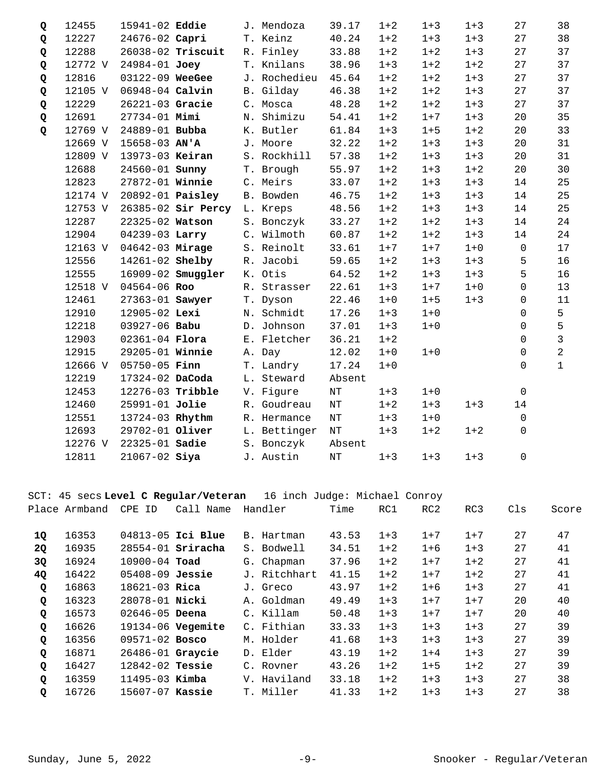| Place | Armband | CPE ID | Call Name | Handler | Time | RC1 | RC2 | RC3 | Cls | Score |
|---|---|---|---|---|---|---|---|---|---|---|
| Q | 12455 | 15941-02 | **Eddie** | J. Mendoza | 39.17 | 1+2 | 1+3 | 1+3 | 27 | 38 |
| Q | 12227 | 24676-02 | **Capri** | T. Keinz | 40.24 | 1+2 | 1+3 | 1+3 | 27 | 38 |
| Q | 12288 | 26038-02 | **Triscuit** | R. Finley | 33.88 | 1+2 | 1+2 | 1+3 | 27 | 37 |
| Q | 12772 V | 24984-01 | **Joey** | T. Knilans | 38.96 | 1+3 | 1+2 | 1+2 | 27 | 37 |
| Q | 12816 | 03122-09 | **WeeGee** | J. Rochedieu | 45.64 | 1+2 | 1+2 | 1+3 | 27 | 37 |
| Q | 12105 V | 06948-04 | **Calvin** | B. Gilday | 46.38 | 1+2 | 1+2 | 1+3 | 27 | 37 |
| Q | 12229 | 26221-03 | **Gracie** | C. Mosca | 48.28 | 1+2 | 1+2 | 1+3 | 27 | 37 |
| Q | 12691 | 27734-01 | **Mimi** | N. Shimizu | 54.41 | 1+2 | 1+7 | 1+3 | 20 | 35 |
| Q | 12769 V | 24889-01 | **Bubba** | K. Butler | 61.84 | 1+3 | 1+5 | 1+2 | 20 | 33 |
| | 12669 V | 15658-03 | **AN'A** | J. Moore | 32.22 | 1+2 | 1+3 | 1+3 | 20 | 31 |
| | 12809 V | 13973-03 | **Keiran** | S. Rockhill | 57.38 | 1+2 | 1+3 | 1+3 | 20 | 31 |
| | 12688 | 24560-01 | **Sunny** | T. Brough | 55.97 | 1+2 | 1+3 | 1+2 | 20 | 30 |
| | 12823 | 27872-01 | **Winnie** | C. Meirs | 33.07 | 1+2 | 1+3 | 1+3 | 14 | 25 |
| | 12174 V | 20892-01 | **Paisley** | B. Bowden | 46.75 | 1+2 | 1+3 | 1+3 | 14 | 25 |
| | 12753 V | 26385-02 | **Sir Percy** | L. Kreps | 48.56 | 1+2 | 1+3 | 1+3 | 14 | 25 |
| | 12287 | 22325-02 | **Watson** | S. Bonczyk | 33.27 | 1+2 | 1+2 | 1+3 | 14 | 24 |
| | 12904 | 04239-03 | **Larry** | C. Wilmoth | 60.87 | 1+2 | 1+2 | 1+3 | 14 | 24 |
| | 12163 V | 04642-03 | **Mirage** | S. Reinolt | 33.61 | 1+7 | 1+7 | 1+0 | 0 | 17 |
| | 12556 | 14261-02 | **Shelby** | R. Jacobi | 59.65 | 1+2 | 1+3 | 1+3 | 5 | 16 |
| | 12555 | 16909-02 | **Smuggler** | K. Otis | 64.52 | 1+2 | 1+3 | 1+3 | 5 | 16 |
| | 12518 V | 04564-06 | **Roo** | R. Strasser | 22.61 | 1+3 | 1+7 | 1+0 | 0 | 13 |
| | 12461 | 27363-01 | **Sawyer** | T. Dyson | 22.46 | 1+0 | 1+5 | 1+3 | 0 | 11 |
| | 12910 | 12905-02 | **Lexi** | N. Schmidt | 17.26 | 1+3 | 1+0 | | 0 | 5 |
| | 12218 | 03927-06 | **Babu** | D. Johnson | 37.01 | 1+3 | 1+0 | | 0 | 5 |
| | 12903 | 02361-04 | **Flora** | E. Fletcher | 36.21 | 1+2 | | | 0 | 3 |
| | 12915 | 29205-01 | **Winnie** | A. Day | 12.02 | 1+0 | 1+0 | | 0 | 2 |
| | 12666 V | 05750-05 | **Finn** | T. Landry | 17.24 | 1+0 | | | 0 | 1 |
| | 12219 | 17324-02 | **DaCoda** | L. Steward | Absent | | | | | |
| | 12453 | 12276-03 | **Tribble** | V. Figure | NT | 1+3 | 1+0 | | 0 | |
| | 12460 | 25991-01 | **Jolie** | R. Goudreau | NT | 1+2 | 1+3 | 1+3 | 14 | |
| | 12551 | 13724-03 | **Rhythm** | R. Hermance | NT | 1+3 | 1+0 | | 0 | |
| | 12693 | 29702-01 | **Oliver** | L. Bettinger | NT | 1+3 | 1+2 | 1+2 | 0 | |
| | 12276 V | 22325-01 | **Sadie** | S. Bonczyk | Absent | | | | | |
| | 12811 | 21067-02 | **Siya** | J. Austin | NT | 1+3 | 1+3 | 1+3 | 0 | |

SCT: 45 secs **Level C Regular/Veteran** 16 inch Judge: Michael Conroy

| Place | Armband | CPE ID | Call Name | Handler | Time | RC1 | RC2 | RC3 | Cls | Score |
|---|---|---|---|---|---|---|---|---|---|---|
| **1Q** | 16353 | 04813-05 | **Ici Blue** | B. Hartman | 43.53 | 1+3 | 1+7 | 1+7 | 27 | 47 |
| **2Q** | 16935 | 28554-01 | **Sriracha** | S. Bodwell | 34.51 | 1+2 | 1+6 | 1+3 | 27 | 41 |
| **3Q** | 16924 | 10900-04 | **Toad** | G. Chapman | 37.96 | 1+2 | 1+7 | 1+2 | 27 | 41 |
| **4Q** | 16422 | 05408-09 | **Jessie** | J. Ritchhart | 41.15 | 1+2 | 1+7 | 1+2 | 27 | 41 |
| Q | 16863 | 18621-03 | **Rica** | J. Greco | 43.97 | 1+2 | 1+6 | 1+3 | 27 | 41 |
| Q | 16323 | 28078-01 | **Nicki** | A. Goldman | 49.49 | 1+3 | 1+7 | 1+7 | 20 | 40 |
| Q | 16573 | 02646-05 | **Deena** | C. Killam | 50.48 | 1+3 | 1+7 | 1+7 | 20 | 40 |
| Q | 16626 | 19134-06 | **Vegemite** | C. Fithian | 33.33 | 1+3 | 1+3 | 1+3 | 27 | 39 |
| Q | 16356 | 09571-02 | **Bosco** | M. Holder | 41.68 | 1+3 | 1+3 | 1+3 | 27 | 39 |
| Q | 16871 | 26486-01 | **Graycie** | D. Elder | 43.19 | 1+2 | 1+4 | 1+3 | 27 | 39 |
| Q | 16427 | 12842-02 | **Tessie** | C. Rovner | 43.26 | 1+2 | 1+5 | 1+2 | 27 | 39 |
| Q | 16359 | 11495-03 | **Kimba** | V. Haviland | 33.18 | 1+2 | 1+3 | 1+3 | 27 | 38 |
| Q | 16726 | 15607-07 | **Kassie** | T. Miller | 41.33 | 1+2 | 1+3 | 1+3 | 27 | 38 |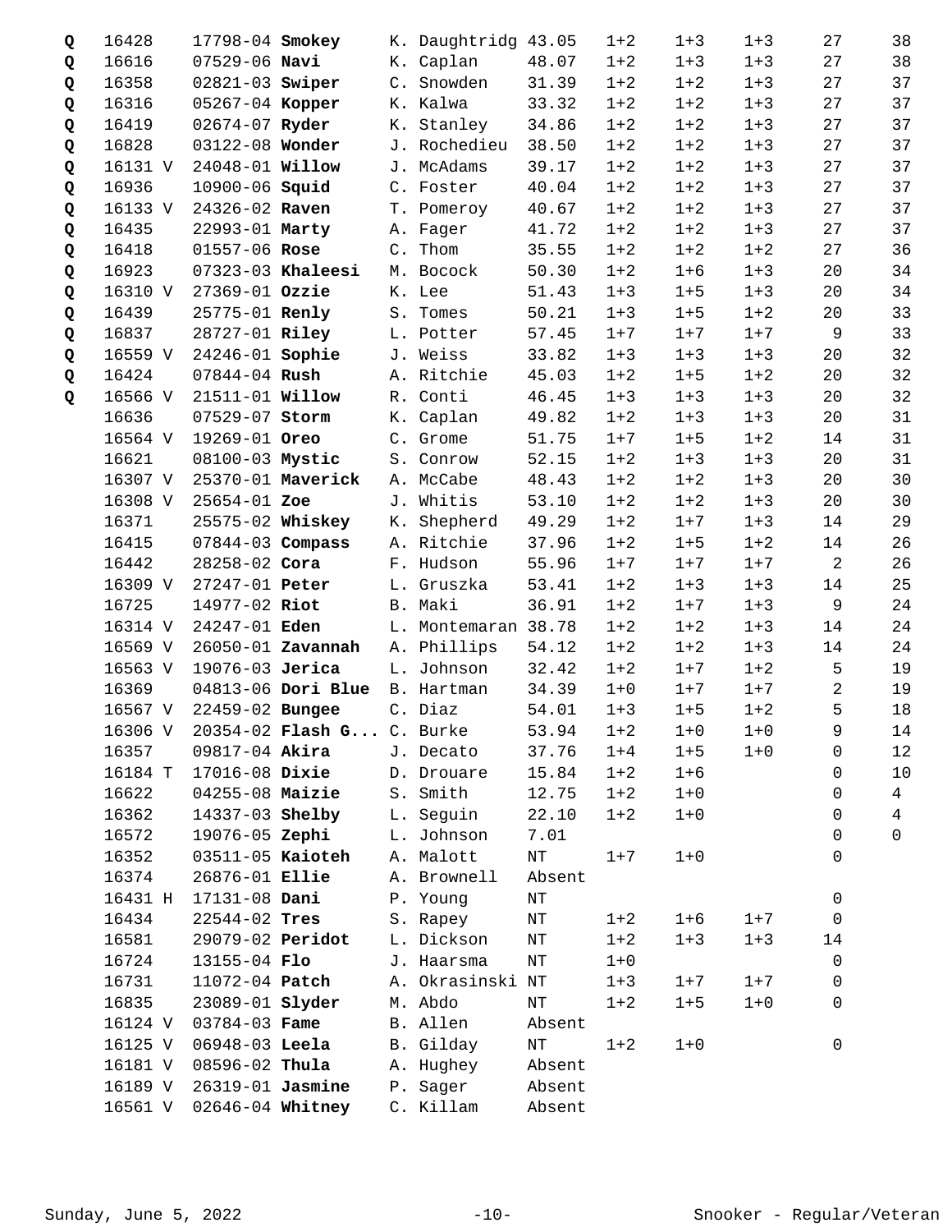| Q | Armband | Reg # | Dog | Handler | Time | Red 1 | Red 2 | Red 3 | Closing | Total |
|---|---|---|---|---|---|---|---|---|---|---|
| Q | 16428 | 17798-04 | **Smokey** | K. Daughtridg | 43.05 | 1+2 | 1+3 | 1+3 | 27 | 38 |
| Q | 16616 | 07529-06 | **Navi** | K. Caplan | 48.07 | 1+2 | 1+3 | 1+3 | 27 | 38 |
| Q | 16358 | 02821-03 | **Swiper** | C. Snowden | 31.39 | 1+2 | 1+2 | 1+3 | 27 | 37 |
| Q | 16316 | 05267-04 | **Kopper** | K. Kalwa | 33.32 | 1+2 | 1+2 | 1+3 | 27 | 37 |
| Q | 16419 | 02674-07 | **Ryder** | K. Stanley | 34.86 | 1+2 | 1+2 | 1+3 | 27 | 37 |
| Q | 16828 | 03122-08 | **Wonder** | J. Rochedieu | 38.50 | 1+2 | 1+2 | 1+3 | 27 | 37 |
| Q | 16131 V | 24048-01 | **Willow** | J. McAdams | 39.17 | 1+2 | 1+2 | 1+3 | 27 | 37 |
| Q | 16936 | 10900-06 | **Squid** | C. Foster | 40.04 | 1+2 | 1+2 | 1+3 | 27 | 37 |
| Q | 16133 V | 24326-02 | **Raven** | T. Pomeroy | 40.67 | 1+2 | 1+2 | 1+3 | 27 | 37 |
| Q | 16435 | 22993-01 | **Marty** | A. Fager | 41.72 | 1+2 | 1+2 | 1+3 | 27 | 37 |
| Q | 16418 | 01557-06 | **Rose** | C. Thom | 35.55 | 1+2 | 1+2 | 1+2 | 27 | 36 |
| Q | 16923 | 07323-03 | **Khaleesi** | M. Bocock | 50.30 | 1+2 | 1+6 | 1+3 | 20 | 34 |
| Q | 16310 V | 27369-01 | **Ozzie** | K. Lee | 51.43 | 1+3 | 1+5 | 1+3 | 20 | 34 |
| Q | 16439 | 25775-01 | **Renly** | S. Tomes | 50.21 | 1+3 | 1+5 | 1+2 | 20 | 33 |
| Q | 16837 | 28727-01 | **Riley** | L. Potter | 57.45 | 1+7 | 1+7 | 1+7 | 9 | 33 |
| Q | 16559 V | 24246-01 | **Sophie** | J. Weiss | 33.82 | 1+3 | 1+3 | 1+3 | 20 | 32 |
| Q | 16424 | 07844-04 | **Rush** | A. Ritchie | 45.03 | 1+2 | 1+5 | 1+2 | 20 | 32 |
| Q | 16566 V | 21511-01 | **Willow** | R. Conti | 46.45 | 1+3 | 1+3 | 1+3 | 20 | 32 |
| | 16636 | 07529-07 | **Storm** | K. Caplan | 49.82 | 1+2 | 1+3 | 1+3 | 20 | 31 |
| | 16564 V | 19269-01 | **Oreo** | C. Grome | 51.75 | 1+7 | 1+5 | 1+2 | 14 | 31 |
| | 16621 | 08100-03 | **Mystic** | S. Conrow | 52.15 | 1+2 | 1+3 | 1+3 | 20 | 31 |
| | 16307 V | 25370-01 | **Maverick** | A. McCabe | 48.43 | 1+2 | 1+2 | 1+3 | 20 | 30 |
| | 16308 V | 25654-01 | **Zoe** | J. Whitis | 53.10 | 1+2 | 1+2 | 1+3 | 20 | 30 |
| | 16371 | 25575-02 | **Whiskey** | K. Shepherd | 49.29 | 1+2 | 1+7 | 1+3 | 14 | 29 |
| | 16415 | 07844-03 | **Compass** | A. Ritchie | 37.96 | 1+2 | 1+5 | 1+2 | 14 | 26 |
| | 16442 | 28258-02 | **Cora** | F. Hudson | 55.96 | 1+7 | 1+7 | 1+7 | 2 | 26 |
| | 16309 V | 27247-01 | **Peter** | L. Gruszka | 53.41 | 1+2 | 1+3 | 1+3 | 14 | 25 |
| | 16725 | 14977-02 | **Riot** | B. Maki | 36.91 | 1+2 | 1+7 | 1+3 | 9 | 24 |
| | 16314 V | 24247-01 | **Eden** | L. Montemaran | 38.78 | 1+2 | 1+2 | 1+3 | 14 | 24 |
| | 16569 V | 26050-01 | **Zavannah** | A. Phillips | 54.12 | 1+2 | 1+2 | 1+3 | 14 | 24 |
| | 16563 V | 19076-03 | **Jerica** | L. Johnson | 32.42 | 1+2 | 1+7 | 1+2 | 5 | 19 |
| | 16369 | 04813-06 | **Dori Blue** | B. Hartman | 34.39 | 1+0 | 1+7 | 1+7 | 2 | 19 |
| | 16567 V | 22459-02 | **Bungee** | C. Diaz | 54.01 | 1+3 | 1+5 | 1+2 | 5 | 18 |
| | 16306 V | 20354-02 | **Flash G...** | C. Burke | 53.94 | 1+2 | 1+0 | 1+0 | 9 | 14 |
| | 16357 | 09817-04 | **Akira** | J. Decato | 37.76 | 1+4 | 1+5 | 1+0 | 0 | 12 |
| | 16184 T | 17016-08 | **Dixie** | D. Drouare | 15.84 | 1+2 | 1+6 | | 0 | 10 |
| | 16622 | 04255-08 | **Maizie** | S. Smith | 12.75 | 1+2 | 1+0 | | 0 | 4 |
| | 16362 | 14337-03 | **Shelby** | L. Seguin | 22.10 | 1+2 | 1+0 | | 0 | 4 |
| | 16572 | 19076-05 | **Zephi** | L. Johnson | 7.01 | | | | 0 | 0 |
| | 16352 | 03511-05 | **Kaioteh** | A. Malott | NT | 1+7 | 1+0 | | 0 | |
| | 16374 | 26876-01 | **Ellie** | A. Brownell | Absent | | | | | |
| | 16431 H | 17131-08 | **Dani** | P. Young | NT | | | | 0 | |
| | 16434 | 22544-02 | **Tres** | S. Rapey | NT | 1+2 | 1+6 | 1+7 | 0 | |
| | 16581 | 29079-02 | **Peridot** | L. Dickson | NT | 1+2 | 1+3 | 1+3 | 14 | |
| | 16724 | 13155-04 | **Flo** | J. Haarsma | NT | 1+0 | | | 0 | |
| | 16731 | 11072-04 | **Patch** | A. Okrasinski | NT | 1+3 | 1+7 | 1+7 | 0 | |
| | 16835 | 23089-01 | **Slyder** | M. Abdo | NT | 1+2 | 1+5 | 1+0 | 0 | |
| | 16124 V | 03784-03 | **Fame** | B. Allen | Absent | | | | | |
| | 16125 V | 06948-03 | **Leela** | B. Gilday | NT | 1+2 | 1+0 | | 0 | |
| | 16181 V | 08596-02 | **Thula** | A. Hughey | Absent | | | | | |
| | 16189 V | 26319-01 | **Jasmine** | P. Sager | Absent | | | | | |
| | 16561 V | 02646-04 | **Whitney** | C. Killam | Absent | | | | | |

Sunday, June 5, 2022 — Snooker - Regular/Veteran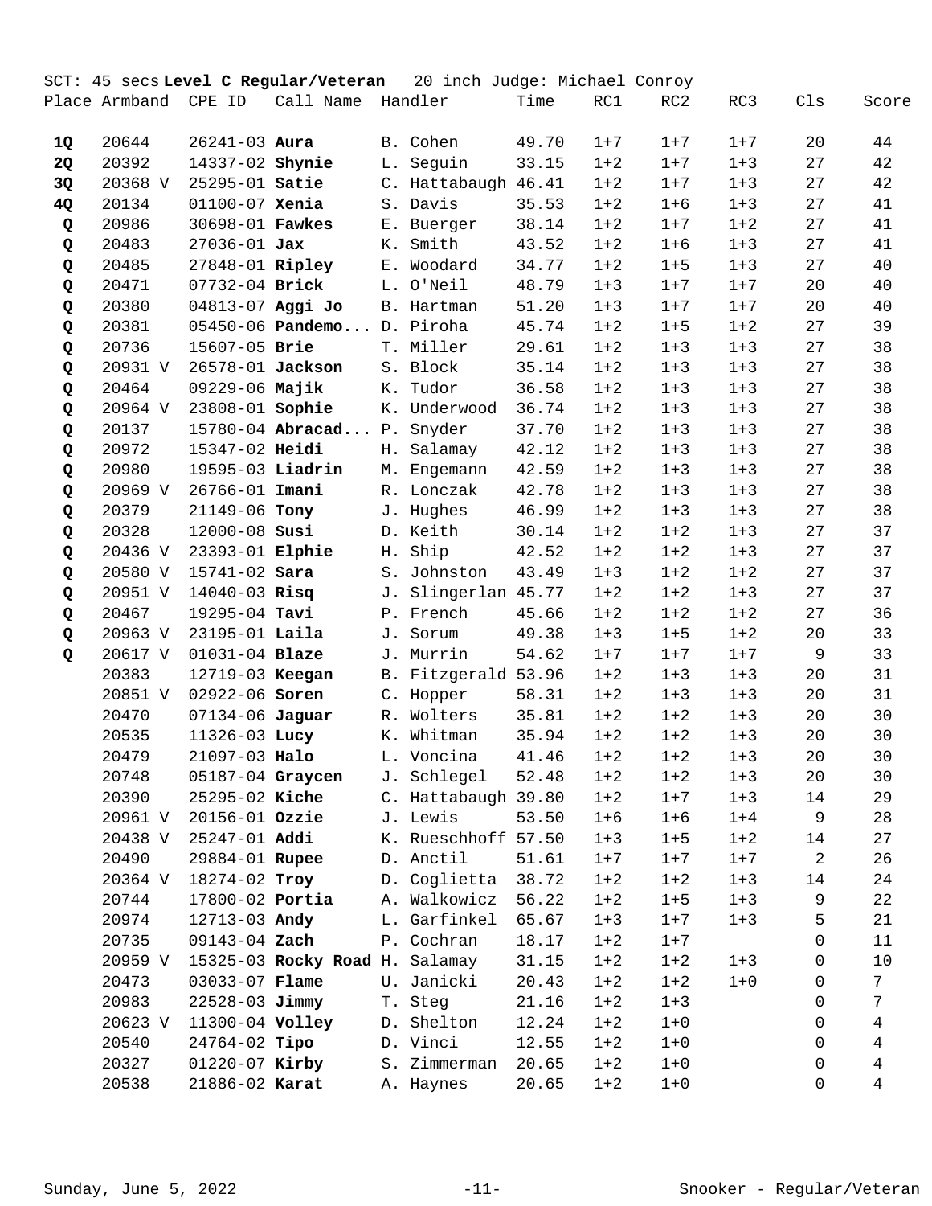SCT: 45 secs **Level C Regular/Veteran** 20 inch Judge: Michael Conroy

| Place | Armband | CPE ID | Call Name | Handler | Time | RC1 | RC2 | RC3 | Cls | Score |
|---|---|---|---|---|---|---|---|---|---|---|
| **1Q** | 20644 | 26241-03 | **Aura** | B. Cohen | 49.70 | 1+7 | 1+7 | 1+7 | 20 | 44 |
| **2Q** | 20392 | 14337-02 | **Shynie** | L. Seguin | 33.15 | 1+2 | 1+7 | 1+3 | 27 | 42 |
| **3Q** | 20368 V | 25295-01 | **Satie** | C. Hattabaugh | 46.41 | 1+2 | 1+7 | 1+3 | 27 | 42 |
| **4Q** | 20134 | 01100-07 | **Xenia** | S. Davis | 35.53 | 1+2 | 1+6 | 1+3 | 27 | 41 |
| **Q** | 20986 | 30698-01 | **Fawkes** | E. Buerger | 38.14 | 1+2 | 1+7 | 1+2 | 27 | 41 |
| **Q** | 20483 | 27036-01 | **Jax** | K. Smith | 43.52 | 1+2 | 1+6 | 1+3 | 27 | 41 |
| **Q** | 20485 | 27848-01 | **Ripley** | E. Woodard | 34.77 | 1+2 | 1+5 | 1+3 | 27 | 40 |
| **Q** | 20471 | 07732-04 | **Brick** | L. O'Neil | 48.79 | 1+3 | 1+7 | 1+7 | 20 | 40 |
| **Q** | 20380 | 04813-07 | **Aggi Jo** | B. Hartman | 51.20 | 1+3 | 1+7 | 1+7 | 20 | 40 |
| **Q** | 20381 | 05450-06 | **Pandemo...** | D. Piroha | 45.74 | 1+2 | 1+5 | 1+2 | 27 | 39 |
| **Q** | 20736 | 15607-05 | **Brie** | T. Miller | 29.61 | 1+2 | 1+3 | 1+3 | 27 | 38 |
| **Q** | 20931 V | 26578-01 | **Jackson** | S. Block | 35.14 | 1+2 | 1+3 | 1+3 | 27 | 38 |
| **Q** | 20464 | 09229-06 | **Majik** | K. Tudor | 36.58 | 1+2 | 1+3 | 1+3 | 27 | 38 |
| **Q** | 20964 V | 23808-01 | **Sophie** | K. Underwood | 36.74 | 1+2 | 1+3 | 1+3 | 27 | 38 |
| **Q** | 20137 | 15780-04 | **Abracad...** | P. Snyder | 37.70 | 1+2 | 1+3 | 1+3 | 27 | 38 |
| **Q** | 20972 | 15347-02 | **Heidi** | H. Salamay | 42.12 | 1+2 | 1+3 | 1+3 | 27 | 38 |
| **Q** | 20980 | 19595-03 | **Liadrin** | M. Engemann | 42.59 | 1+2 | 1+3 | 1+3 | 27 | 38 |
| **Q** | 20969 V | 26766-01 | **Imani** | R. Lonczak | 42.78 | 1+2 | 1+3 | 1+3 | 27 | 38 |
| **Q** | 20379 | 21149-06 | **Tony** | J. Hughes | 46.99 | 1+2 | 1+3 | 1+3 | 27 | 38 |
| **Q** | 20328 | 12000-08 | **Susi** | D. Keith | 30.14 | 1+2 | 1+2 | 1+3 | 27 | 37 |
| **Q** | 20436 V | 23393-01 | **Elphie** | H. Ship | 42.52 | 1+2 | 1+2 | 1+3 | 27 | 37 |
| **Q** | 20580 V | 15741-02 | **Sara** | S. Johnston | 43.49 | 1+3 | 1+2 | 1+2 | 27 | 37 |
| **Q** | 20951 V | 14040-03 | **Risq** | J. Slingerlan | 45.77 | 1+2 | 1+2 | 1+3 | 27 | 37 |
| **Q** | 20467 | 19295-04 | **Tavi** | P. French | 45.66 | 1+2 | 1+2 | 1+2 | 27 | 36 |
| **Q** | 20963 V | 23195-01 | **Laila** | J. Sorum | 49.38 | 1+3 | 1+5 | 1+2 | 20 | 33 |
| **Q** | 20617 V | 01031-04 | **Blaze** | J. Murrin | 54.62 | 1+7 | 1+7 | 1+7 | 9 | 33 |
| | 20383 | 12719-03 | **Keegan** | B. Fitzgerald | 53.96 | 1+2 | 1+3 | 1+3 | 20 | 31 |
| | 20851 V | 02922-06 | **Soren** | C. Hopper | 58.31 | 1+2 | 1+3 | 1+3 | 20 | 31 |
| | 20470 | 07134-06 | **Jaguar** | R. Wolters | 35.81 | 1+2 | 1+2 | 1+3 | 20 | 30 |
| | 20535 | 11326-03 | **Lucy** | K. Whitman | 35.94 | 1+2 | 1+2 | 1+3 | 20 | 30 |
| | 20479 | 21097-03 | **Halo** | L. Voncina | 41.46 | 1+2 | 1+2 | 1+3 | 20 | 30 |
| | 20748 | 05187-04 | **Graycen** | J. Schlegel | 52.48 | 1+2 | 1+2 | 1+3 | 20 | 30 |
| | 20390 | 25295-02 | **Kiche** | C. Hattabaugh | 39.80 | 1+2 | 1+7 | 1+3 | 14 | 29 |
| | 20961 V | 20156-01 | **Ozzie** | J. Lewis | 53.50 | 1+6 | 1+6 | 1+4 | 9 | 28 |
| | 20438 V | 25247-01 | **Addi** | K. Rueschhoff | 57.50 | 1+3 | 1+5 | 1+2 | 14 | 27 |
| | 20490 | 29884-01 | **Rupee** | D. Anctil | 51.61 | 1+7 | 1+7 | 1+7 | 2 | 26 |
| | 20364 V | 18274-02 | **Troy** | D. Coglietta | 38.72 | 1+2 | 1+2 | 1+3 | 14 | 24 |
| | 20744 | 17800-02 | **Portia** | A. Walkowicz | 56.22 | 1+2 | 1+5 | 1+3 | 9 | 22 |
| | 20974 | 12713-03 | **Andy** | L. Garfinkel | 65.67 | 1+3 | 1+7 | 1+3 | 5 | 21 |
| | 20735 | 09143-04 | **Zach** | P. Cochran | 18.17 | 1+2 | 1+7 | | 0 | 11 |
| | 20959 V | 15325-03 | **Rocky Road** | H. Salamay | 31.15 | 1+2 | 1+2 | 1+3 | 0 | 10 |
| | 20473 | 03033-07 | **Flame** | U. Janicki | 20.43 | 1+2 | 1+2 | 1+0 | 0 | 7 |
| | 20983 | 22528-03 | **Jimmy** | T. Steg | 21.16 | 1+2 | 1+3 | | 0 | 7 |
| | 20623 V | 11300-04 | **Volley** | D. Shelton | 12.24 | 1+2 | 1+0 | | 0 | 4 |
| | 20540 | 24764-02 | **Tipo** | D. Vinci | 12.55 | 1+2 | 1+0 | | 0 | 4 |
| | 20327 | 01220-07 | **Kirby** | S. Zimmerman | 20.65 | 1+2 | 1+0 | | 0 | 4 |
| | 20538 | 21886-02 | **Karat** | A. Haynes | 20.65 | 1+2 | 1+0 | | 0 | 4 |

Sunday, June 5, 2022 — Snooker - Regular/Veteran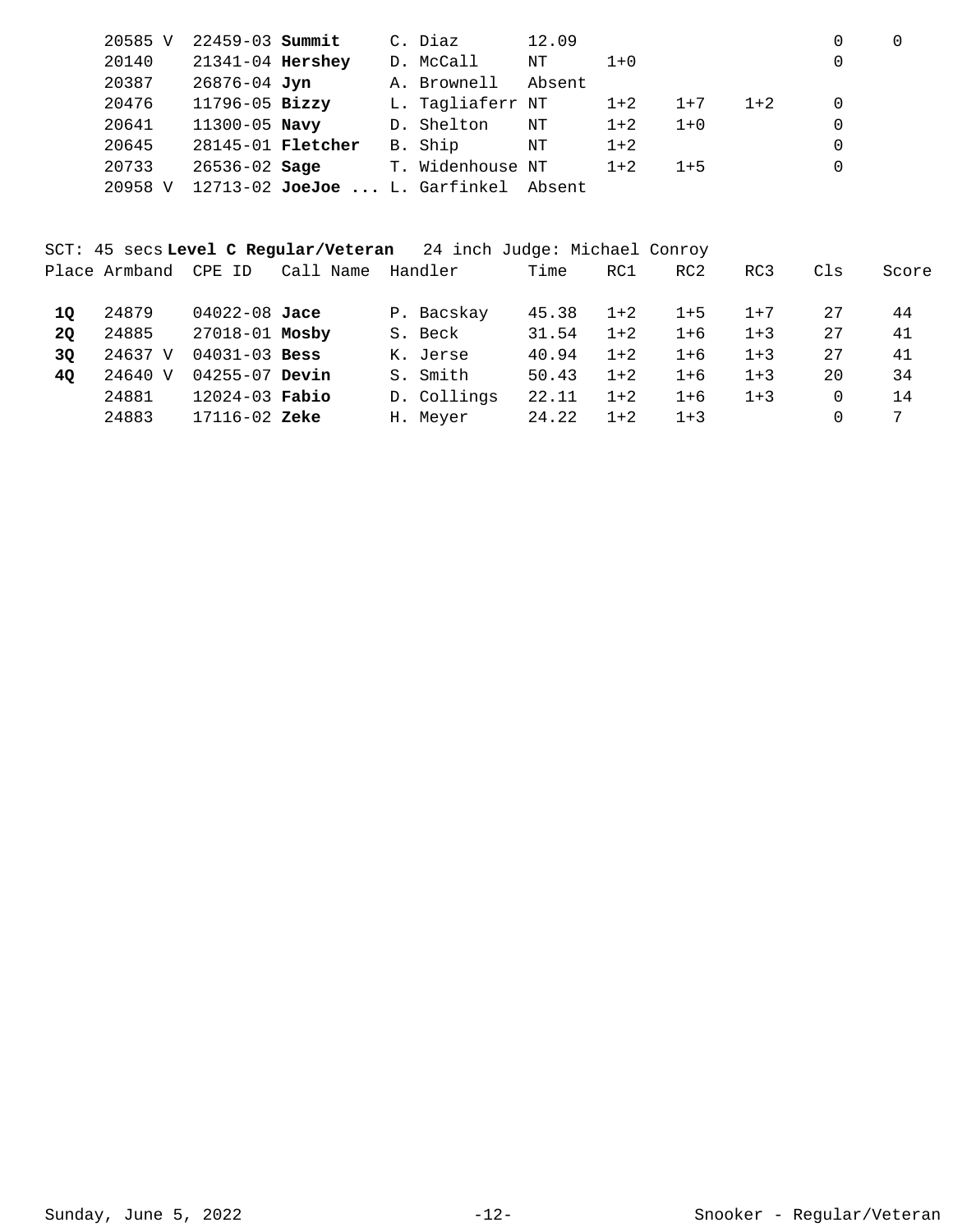| Place | Armband | CPE ID | Call Name | Handler | Time | RC1 | RC2 | RC3 | Cls | Score |
|---|---|---|---|---|---|---|---|---|---|---|
| | 20585 V | 22459-03 | **Summit** | C. Diaz | 12.09 | | | | 0 | 0 |
| | 20140 | 21341-04 | **Hershey** | D. McCall | NT | 1+0 | | | 0 | |
| | 20387 | 26876-04 | **Jyn** | A. Brownell | Absent | | | | | |
| | 20476 | 11796-05 | **Bizzy** | L. Tagliaferr | NT | 1+2 | 1+7 | 1+2 | 0 | |
| | 20641 | 11300-05 | **Navy** | D. Shelton | NT | 1+2 | 1+0 | | 0 | |
| | 20645 | 28145-01 | **Fletcher** | B. Ship | NT | 1+2 | | | 0 | |
| | 20733 | 26536-02 | **Sage** | T. Widenhouse | NT | 1+2 | 1+5 | | 0 | |
| | 20958 V | 12713-02 | **JoeJoe ...** | L. Garfinkel | Absent | | | | | |

SCT: 45 secs **Level C Regular/Veteran** 24 inch Judge: Michael Conroy

| Place | Armband | CPE ID | Call Name | Handler | Time | RC1 | RC2 | RC3 | Cls | Score |
|---|---|---|---|---|---|---|---|---|---|---|
| **1Q** | 24879 | 04022-08 | **Jace** | P. Bacskay | 45.38 | 1+2 | 1+5 | 1+7 | 27 | 44 |
| **2Q** | 24885 | 27018-01 | **Mosby** | S. Beck | 31.54 | 1+2 | 1+6 | 1+3 | 27 | 41 |
| **3Q** | 24637 V | 04031-03 | **Bess** | K. Jerse | 40.94 | 1+2 | 1+6 | 1+3 | 27 | 41 |
| **4Q** | 24640 V | 04255-07 | **Devin** | S. Smith | 50.43 | 1+2 | 1+6 | 1+3 | 20 | 34 |
| | 24881 | 12024-03 | **Fabio** | D. Collings | 22.11 | 1+2 | 1+6 | 1+3 | 0 | 14 |
| | 24883 | 17116-02 | **Zeke** | H. Meyer | 24.22 | 1+2 | 1+3 | | 0 | 7 |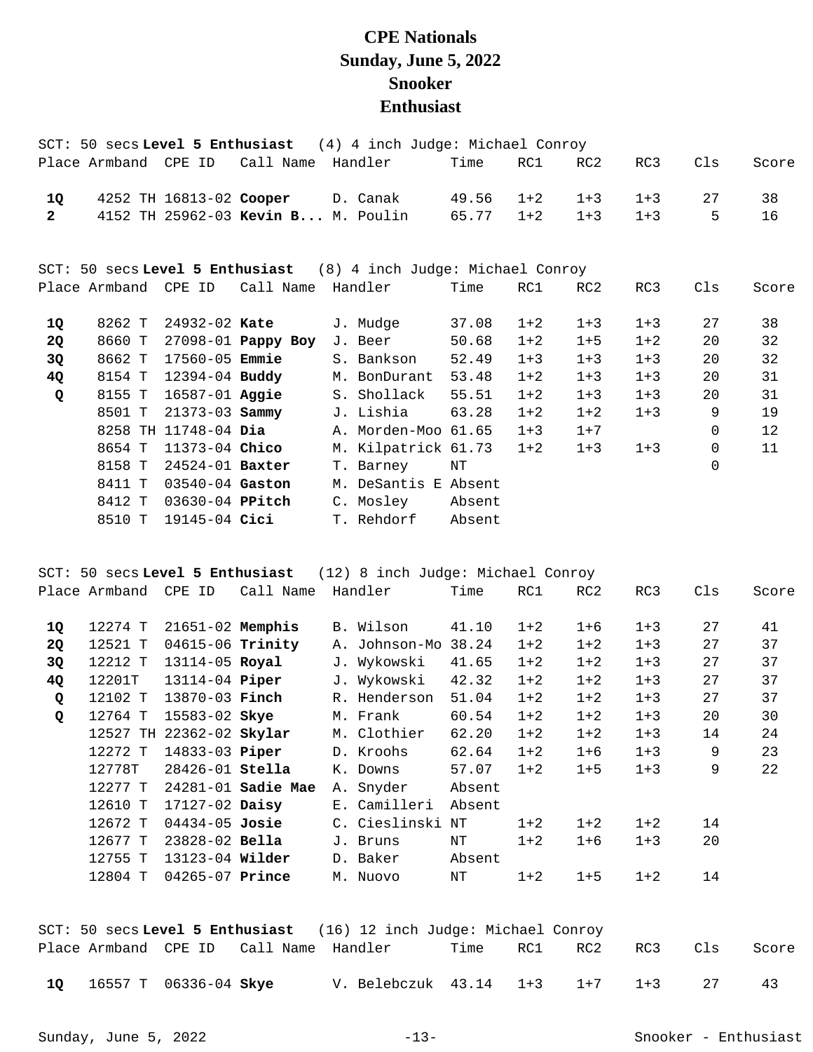# CPE Nationals
# Sunday, June 5, 2022
# Snooker
# Enthusiast

SCT: 50 secs **Level 5 Enthusiast** (4) 4 inch Judge: Michael Conroy

| Place | Armband | CPE ID | Call Name | Handler | Time | RC1 | RC2 | RC3 | Cls | Score |
|---|---|---|---|---|---|---|---|---|---|---|
| **1Q** | 4252 TH | 16813-02 | **Cooper** | D. Canak | 49.56 | 1+2 | 1+3 | 1+3 | 27 | 38 |
| **2** | 4152 TH | 25962-03 | **Kevin B...** | M. Poulin | 65.77 | 1+2 | 1+3 | 1+3 | 5 | 16 |

SCT: 50 secs **Level 5 Enthusiast** (8) 4 inch Judge: Michael Conroy

| Place | Armband | CPE ID | Call Name | Handler | Time | RC1 | RC2 | RC3 | Cls | Score |
|---|---|---|---|---|---|---|---|---|---|---|
| **1Q** | 8262 T | 24932-02 | **Kate** | J. Mudge | 37.08 | 1+2 | 1+3 | 1+3 | 27 | 38 |
| **2Q** | 8660 T | 27098-01 | **Pappy Boy** | J. Beer | 50.68 | 1+2 | 1+5 | 1+2 | 20 | 32 |
| **3Q** | 8662 T | 17560-05 | **Emmie** | S. Bankson | 52.49 | 1+3 | 1+3 | 1+3 | 20 | 32 |
| **4Q** | 8154 T | 12394-04 | **Buddy** | M. BonDurant | 53.48 | 1+2 | 1+3 | 1+3 | 20 | 31 |
| **Q** | 8155 T | 16587-01 | **Aggie** | S. Shollack | 55.51 | 1+2 | 1+3 | 1+3 | 20 | 31 |
| | 8501 T | 21373-03 | **Sammy** | J. Lishia | 63.28 | 1+2 | 1+2 | 1+3 | 9 | 19 |
| | 8258 TH | 11748-04 | **Dia** | A. Morden-Moo | 61.65 | 1+3 | 1+7 | | 0 | 12 |
| | 8654 T | 11373-04 | **Chico** | M. Kilpatrick | 61.73 | 1+2 | 1+3 | 1+3 | 0 | 11 |
| | 8158 T | 24524-01 | **Baxter** | T. Barney | NT | | | | 0 | |
| | 8411 T | 03540-04 | **Gaston** | M. DeSantis E | Absent | | | | | |
| | 8412 T | 03630-04 | **PPitch** | C. Mosley | Absent | | | | | |
| | 8510 T | 19145-04 | **Cici** | T. Rehdorf | Absent | | | | | |

SCT: 50 secs **Level 5 Enthusiast** (12) 8 inch Judge: Michael Conroy

| Place | Armband | CPE ID | Call Name | Handler | Time | RC1 | RC2 | RC3 | Cls | Score |
|---|---|---|---|---|---|---|---|---|---|---|
| **1Q** | 12274 T | 21651-02 | **Memphis** | B. Wilson | 41.10 | 1+2 | 1+6 | 1+3 | 27 | 41 |
| **2Q** | 12521 T | 04615-06 | **Trinity** | A. Johnson-Mo | 38.24 | 1+2 | 1+2 | 1+3 | 27 | 37 |
| **3Q** | 12212 T | 13114-05 | **Royal** | J. Wykowski | 41.65 | 1+2 | 1+2 | 1+3 | 27 | 37 |
| **4Q** | 12201T | 13114-04 | **Piper** | J. Wykowski | 42.32 | 1+2 | 1+2 | 1+3 | 27 | 37 |
| **Q** | 12102 T | 13870-03 | **Finch** | R. Henderson | 51.04 | 1+2 | 1+2 | 1+3 | 27 | 37 |
| **Q** | 12764 T | 15583-02 | **Skye** | M. Frank | 60.54 | 1+2 | 1+2 | 1+3 | 20 | 30 |
| | 12527 TH | 22362-02 | **Skylar** | M. Clothier | 62.20 | 1+2 | 1+2 | 1+3 | 14 | 24 |
| | 12272 T | 14833-03 | **Piper** | D. Kroohs | 62.64 | 1+2 | 1+6 | 1+3 | 9 | 23 |
| | 12778T | 28426-01 | **Stella** | K. Downs | 57.07 | 1+2 | 1+5 | 1+3 | 9 | 22 |
| | 12277 T | 24281-01 | **Sadie Mae** | A. Snyder | Absent | | | | | |
| | 12610 T | 17127-02 | **Daisy** | E. Camilleri | Absent | | | | | |
| | 12672 T | 04434-05 | **Josie** | C. Cieslinski | NT | 1+2 | 1+2 | 1+2 | 14 | |
| | 12677 T | 23828-02 | **Bella** | J. Bruns | NT | 1+2 | 1+6 | 1+3 | 20 | |
| | 12755 T | 13123-04 | **Wilder** | D. Baker | Absent | | | | | |
| | 12804 T | 04265-07 | **Prince** | M. Nuovo | NT | 1+2 | 1+5 | 1+2 | 14 | |

SCT: 50 secs **Level 5 Enthusiast** (16) 12 inch Judge: Michael Conroy

| Place | Armband | CPE ID | Call Name | Handler | Time | RC1 | RC2 | RC3 | Cls | Score |
|---|---|---|---|---|---|---|---|---|---|---|
| **1Q** | 16557 T | 06336-04 | **Skye** | V. Belebczuk | 43.14 | 1+3 | 1+7 | 1+3 | 27 | 43 |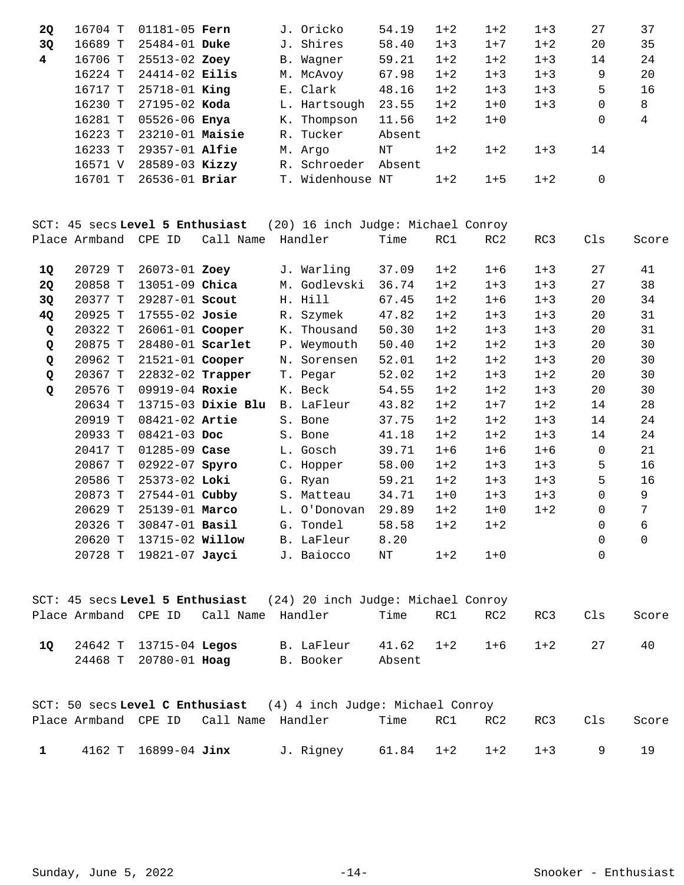| Place | Armband | CPE ID | Call Name | Handler | Time | RC1 | RC2 | RC3 | Cls | Score |
|---|---|---|---|---|---|---|---|---|---|---|
| **2Q** | 16704 T | 01181-05 | **Fern** | J. Oricko | 54.19 | 1+2 | 1+2 | 1+3 | 27 | 37 |
| **3Q** | 16689 T | 25484-01 | **Duke** | J. Shires | 58.40 | 1+3 | 1+7 | 1+2 | 20 | 35 |
| **4** | 16706 T | 25513-02 | **Zoey** | B. Wagner | 59.21 | 1+2 | 1+2 | 1+3 | 14 | 24 |
| | 16224 T | 24414-02 | **Eilis** | M. McAvoy | 67.98 | 1+2 | 1+3 | 1+3 | 9 | 20 |
| | 16717 T | 25718-01 | **King** | E. Clark | 48.16 | 1+2 | 1+3 | 1+3 | 5 | 16 |
| | 16230 T | 27195-02 | **Koda** | L. Hartsough | 23.55 | 1+2 | 1+0 | 1+3 | 0 | 8 |
| | 16281 T | 05526-06 | **Enya** | K. Thompson | 11.56 | 1+2 | 1+0 | | 0 | 4 |
| | 16223 T | 23210-01 | **Maisie** | R. Tucker | Absent | | | | | |
| | 16233 T | 29357-01 | **Alfie** | M. Argo | NT | 1+2 | 1+2 | 1+3 | 14 | |
| | 16571 V | 28589-03 | **Kizzy** | R. Schroeder | Absent | | | | | |
| | 16701 T | 26536-01 | **Briar** | T. Widenhouse | NT | 1+2 | 1+5 | 1+2 | 0 | |

SCT: 45 secs **Level 5 Enthusiast** (20) 16 inch Judge: Michael Conroy

| Place | Armband | CPE ID | Call Name | Handler | Time | RC1 | RC2 | RC3 | Cls | Score |
|---|---|---|---|---|---|---|---|---|---|---|
| **1Q** | 20729 T | 26073-01 | **Zoey** | J. Warling | 37.09 | 1+2 | 1+6 | 1+3 | 27 | 41 |
| **2Q** | 20858 T | 13051-09 | **Chica** | M. Godlevski | 36.74 | 1+2 | 1+3 | 1+3 | 27 | 38 |
| **3Q** | 20377 T | 29287-01 | **Scout** | H. Hill | 67.45 | 1+2 | 1+6 | 1+3 | 20 | 34 |
| **4Q** | 20925 T | 17555-02 | **Josie** | R. Szymek | 47.82 | 1+2 | 1+3 | 1+3 | 20 | 31 |
| **Q** | 20322 T | 26061-01 | **Cooper** | K. Thousand | 50.30 | 1+2 | 1+3 | 1+3 | 20 | 31 |
| **Q** | 20875 T | 28480-01 | **Scarlet** | P. Weymouth | 50.40 | 1+2 | 1+2 | 1+3 | 20 | 30 |
| **Q** | 20962 T | 21521-01 | **Cooper** | N. Sorensen | 52.01 | 1+2 | 1+2 | 1+3 | 20 | 30 |
| **Q** | 20367 T | 22832-02 | **Trapper** | T. Pegar | 52.02 | 1+2 | 1+3 | 1+2 | 20 | 30 |
| **Q** | 20576 T | 09919-04 | **Roxie** | K. Beck | 54.55 | 1+2 | 1+2 | 1+3 | 20 | 30 |
| | 20634 T | 13715-03 | **Dixie Blu** | B. LaFleur | 43.82 | 1+2 | 1+7 | 1+2 | 14 | 28 |
| | 20919 T | 08421-02 | **Artie** | S. Bone | 37.75 | 1+2 | 1+2 | 1+3 | 14 | 24 |
| | 20933 T | 08421-03 | **Doc** | S. Bone | 41.18 | 1+2 | 1+2 | 1+3 | 14 | 24 |
| | 20417 T | 01285-09 | **Case** | L. Gosch | 39.71 | 1+6 | 1+6 | 1+6 | 0 | 21 |
| | 20867 T | 02922-07 | **Spyro** | C. Hopper | 58.00 | 1+2 | 1+3 | 1+3 | 5 | 16 |
| | 20586 T | 25373-02 | **Loki** | G. Ryan | 59.21 | 1+2 | 1+3 | 1+3 | 5 | 16 |
| | 20873 T | 27544-01 | **Cubby** | S. Matteau | 34.71 | 1+0 | 1+3 | 1+3 | 0 | 9 |
| | 20629 T | 25139-01 | **Marco** | L. O'Donovan | 29.89 | 1+2 | 1+0 | 1+2 | 0 | 7 |
| | 20326 T | 30847-01 | **Basil** | G. Tondel | 58.58 | 1+2 | 1+2 | | 0 | 6 |
| | 20620 T | 13715-02 | **Willow** | B. LaFleur | 8.20 | | | | 0 | 0 |
| | 20728 T | 19821-07 | **Jayci** | J. Baiocco | NT | 1+2 | 1+0 | | 0 | |

SCT: 45 secs **Level 5 Enthusiast** (24) 20 inch Judge: Michael Conroy

| Place | Armband | CPE ID | Call Name | Handler | Time | RC1 | RC2 | RC3 | Cls | Score |
|---|---|---|---|---|---|---|---|---|---|---|
| **1Q** | 24642 T | 13715-04 | **Legos** | B. LaFleur | 41.62 | 1+2 | 1+6 | 1+2 | 27 | 40 |
| | 24468 T | 20780-01 | **Hoag** | B. Booker | Absent | | | | | |

SCT: 50 secs **Level C Enthusiast** (4) 4 inch Judge: Michael Conroy

| Place | Armband | CPE ID | Call Name | Handler | Time | RC1 | RC2 | RC3 | Cls | Score |
|---|---|---|---|---|---|---|---|---|---|---|
| **1** | 4162 T | 16899-04 | **Jinx** | J. Rigney | 61.84 | 1+2 | 1+2 | 1+3 | 9 | 19 |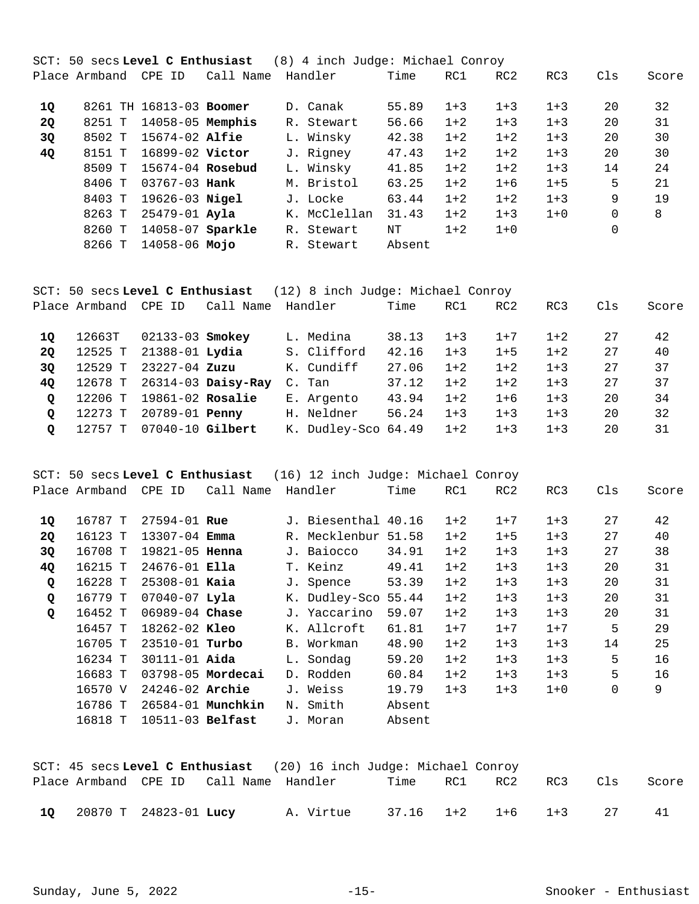SCT: 50 secs **Level C Enthusiast** (8) 4 inch Judge: Michael Conroy

| Place | Armband | CPE ID | Call Name | Handler | Time | RC1 | RC2 | RC3 | Cls | Score |
|---|---|---|---|---|---|---|---|---|---|---|
| **1Q** | 8261 TH | 16813-03 | **Boomer** | D. Canak | 55.89 | 1+3 | 1+3 | 1+3 | 20 | 32 |
| **2Q** | 8251 T | 14058-05 | **Memphis** | R. Stewart | 56.66 | 1+2 | 1+3 | 1+3 | 20 | 31 |
| **3Q** | 8502 T | 15674-02 | **Alfie** | L. Winsky | 42.38 | 1+2 | 1+2 | 1+3 | 20 | 30 |
| **4Q** | 8151 T | 16899-02 | **Victor** | J. Rigney | 47.43 | 1+2 | 1+2 | 1+3 | 20 | 30 |
| | 8509 T | 15674-04 | **Rosebud** | L. Winsky | 41.85 | 1+2 | 1+2 | 1+3 | 14 | 24 |
| | 8406 T | 03767-03 | **Hank** | M. Bristol | 63.25 | 1+2 | 1+6 | 1+5 | 5 | 21 |
| | 8403 T | 19626-03 | **Nigel** | J. Locke | 63.44 | 1+2 | 1+2 | 1+3 | 9 | 19 |
| | 8263 T | 25479-01 | **Ayla** | K. McClellan | 31.43 | 1+2 | 1+3 | 1+0 | 0 | 8 |
| | 8260 T | 14058-07 | **Sparkle** | R. Stewart | NT | 1+2 | 1+0 | | 0 | |
| | 8266 T | 14058-06 | **Mojo** | R. Stewart | Absent | | | | | |

SCT: 50 secs **Level C Enthusiast** (12) 8 inch Judge: Michael Conroy

| Place | Armband | CPE ID | Call Name | Handler | Time | RC1 | RC2 | RC3 | Cls | Score |
|---|---|---|---|---|---|---|---|---|---|---|
| **1Q** | 12663T | 02133-03 | **Smokey** | L. Medina | 38.13 | 1+3 | 1+7 | 1+2 | 27 | 42 |
| **2Q** | 12525 T | 21388-01 | **Lydia** | S. Clifford | 42.16 | 1+3 | 1+5 | 1+2 | 27 | 40 |
| **3Q** | 12529 T | 23227-04 | **Zuzu** | K. Cundiff | 27.06 | 1+2 | 1+2 | 1+3 | 27 | 37 |
| **4Q** | 12678 T | 26314-03 | **Daisy-Ray** | C. Tan | 37.12 | 1+2 | 1+2 | 1+3 | 27 | 37 |
| **Q** | 12206 T | 19861-02 | **Rosalie** | E. Argento | 43.94 | 1+2 | 1+6 | 1+3 | 20 | 34 |
| **Q** | 12273 T | 20789-01 | **Penny** | H. Neldner | 56.24 | 1+3 | 1+3 | 1+3 | 20 | 32 |
| **Q** | 12757 T | 07040-10 | **Gilbert** | K. Dudley-Sco | 64.49 | 1+2 | 1+3 | 1+3 | 20 | 31 |

SCT: 50 secs **Level C Enthusiast** (16) 12 inch Judge: Michael Conroy

| Place | Armband | CPE ID | Call Name | Handler | Time | RC1 | RC2 | RC3 | Cls | Score |
|---|---|---|---|---|---|---|---|---|---|---|
| **1Q** | 16787 T | 27594-01 | **Rue** | J. Biesenthal | 40.16 | 1+2 | 1+7 | 1+3 | 27 | 42 |
| **2Q** | 16123 T | 13307-04 | **Emma** | R. Mecklenbur | 51.58 | 1+2 | 1+5 | 1+3 | 27 | 40 |
| **3Q** | 16708 T | 19821-05 | **Henna** | J. Baiocco | 34.91 | 1+2 | 1+3 | 1+3 | 27 | 38 |
| **4Q** | 16215 T | 24676-01 | **Ella** | T. Keinz | 49.41 | 1+2 | 1+3 | 1+3 | 20 | 31 |
| **Q** | 16228 T | 25308-01 | **Kaia** | J. Spence | 53.39 | 1+2 | 1+3 | 1+3 | 20 | 31 |
| **Q** | 16779 T | 07040-07 | **Lyla** | K. Dudley-Sco | 55.44 | 1+2 | 1+3 | 1+3 | 20 | 31 |
| **Q** | 16452 T | 06989-04 | **Chase** | J. Yaccarino | 59.07 | 1+2 | 1+3 | 1+3 | 20 | 31 |
| | 16457 T | 18262-02 | **Kleo** | K. Allcroft | 61.81 | 1+7 | 1+7 | 1+7 | 5 | 29 |
| | 16705 T | 23510-01 | **Turbo** | B. Workman | 48.90 | 1+2 | 1+3 | 1+3 | 14 | 25 |
| | 16234 T | 30111-01 | **Aida** | L. Sondag | 59.20 | 1+2 | 1+3 | 1+3 | 5 | 16 |
| | 16683 T | 03798-05 | **Mordecai** | D. Rodden | 60.84 | 1+2 | 1+3 | 1+3 | 5 | 16 |
| | 16570 V | 24246-02 | **Archie** | J. Weiss | 19.79 | 1+3 | 1+3 | 1+0 | 0 | 9 |
| | 16786 T | 26584-01 | **Munchkin** | N. Smith | Absent | | | | | |
| | 16818 T | 10511-03 | **Belfast** | J. Moran | Absent | | | | | |

SCT: 45 secs **Level C Enthusiast** (20) 16 inch Judge: Michael Conroy

| Place | Armband | CPE ID | Call Name | Handler | Time | RC1 | RC2 | RC3 | Cls | Score |
|---|---|---|---|---|---|---|---|---|---|---|
| **1Q** | 20870 T | 24823-01 | **Lucy** | A. Virtue | 37.16 | 1+2 | 1+6 | 1+3 | 27 | 41 |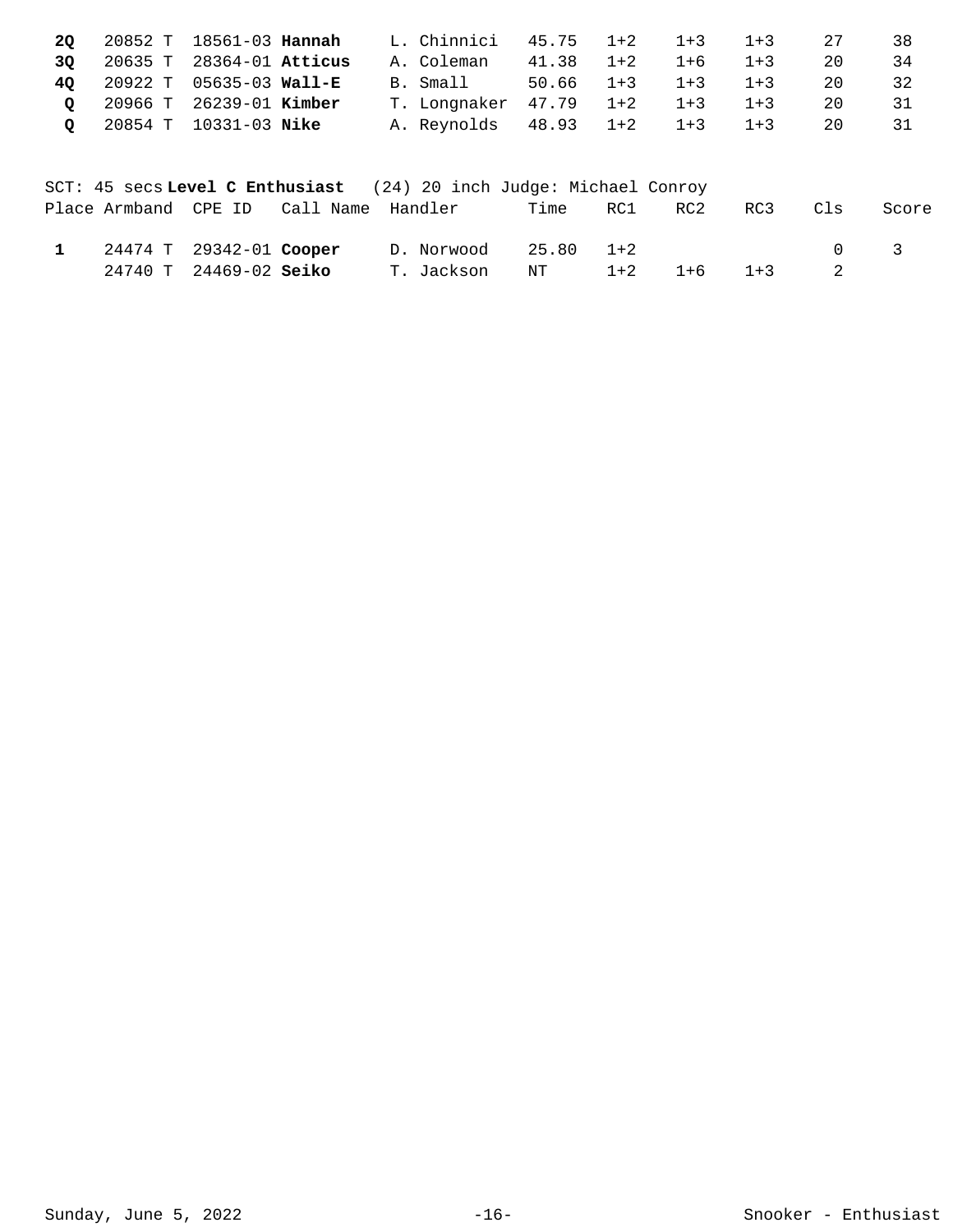| Place | Armband | CPE ID | Call Name | Handler | Time | RC1 | RC2 | RC3 | Cls | Score |
|---|---|---|---|---|---|---|---|---|---|---|
| **2Q** | 20852 T | 18561-03 | **Hannah** | L. Chinnici | 45.75 | 1+2 | 1+3 | 1+3 | 27 | 38 |
| **3Q** | 20635 T | 28364-01 | **Atticus** | A. Coleman | 41.38 | 1+2 | 1+6 | 1+3 | 20 | 34 |
| **4Q** | 20922 T | 05635-03 | **Wall-E** | B. Small | 50.66 | 1+3 | 1+3 | 1+3 | 20 | 32 |
| **Q** | 20966 T | 26239-01 | **Kimber** | T. Longnaker | 47.79 | 1+2 | 1+3 | 1+3 | 20 | 31 |
| **Q** | 20854 T | 10331-03 | **Nike** | A. Reynolds | 48.93 | 1+2 | 1+3 | 1+3 | 20 | 31 |

SCT: 45 secs **Level C Enthusiast** (24) 20 inch Judge: Michael Conroy

| Place | Armband | CPE ID | Call Name | Handler | Time | RC1 | RC2 | RC3 | Cls | Score |
|---|---|---|---|---|---|---|---|---|---|---|
| **1** | 24474 T | 29342-01 | **Cooper** | D. Norwood | 25.80 | 1+2 | | | 0 | 3 |
| | 24740 T | 24469-02 | **Seiko** | T. Jackson | NT | 1+2 | 1+6 | 1+3 | 2 | |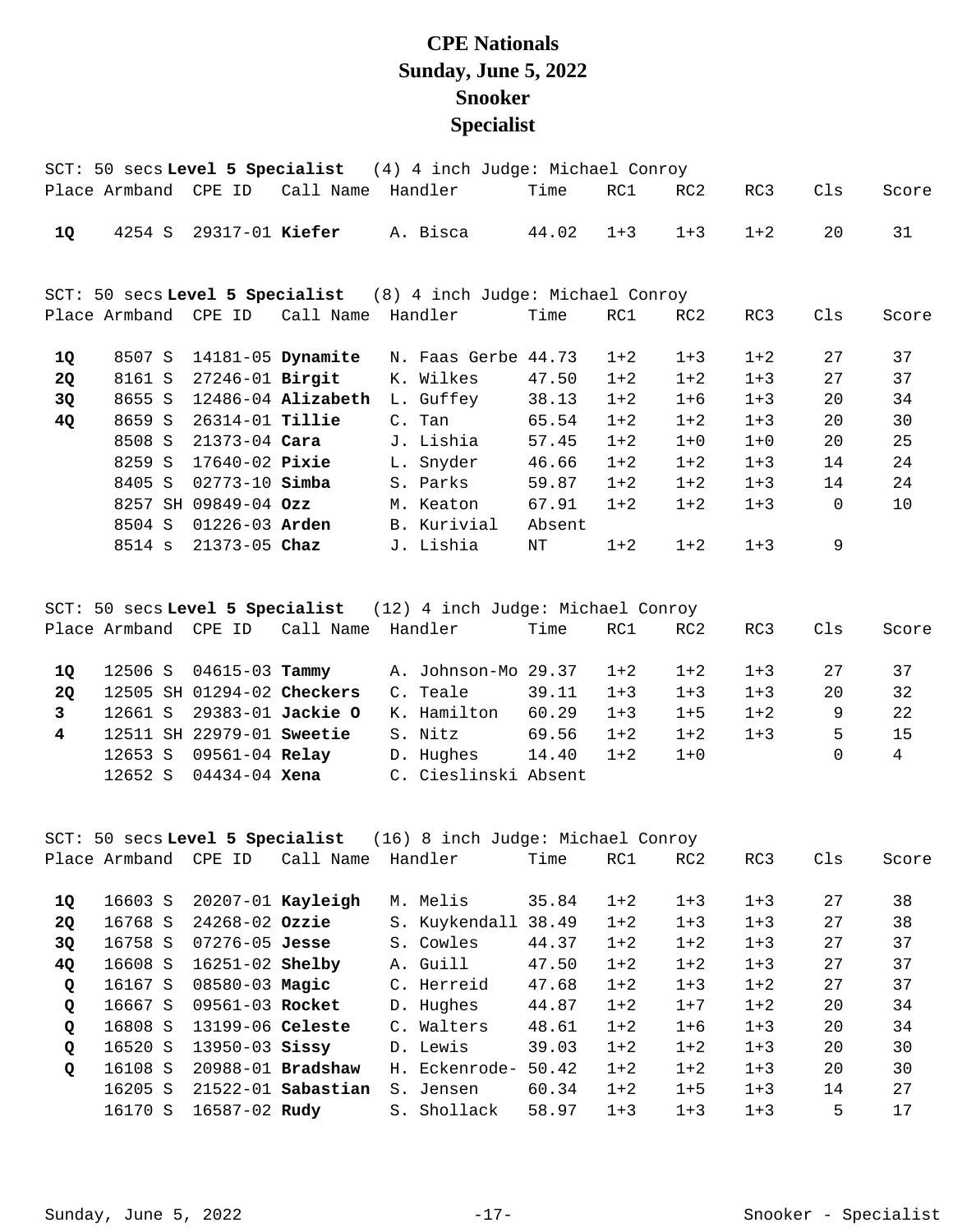# CPE Nationals
# Sunday, June 5, 2022
# Snooker
# Specialist

SCT: 50 secs **Level 5 Specialist** (4) 4 inch Judge: Michael Conroy

| Place | Armband | CPE ID | Call Name | Handler | Time | RC1 | RC2 | RC3 | Cls | Score |
|---|---|---|---|---|---|---|---|---|---|---|
| **1Q** | 4254 S | 29317-01 | **Kiefer** | A. Bisca | 44.02 | 1+3 | 1+3 | 1+2 | 20 | 31 |

SCT: 50 secs **Level 5 Specialist** (8) 4 inch Judge: Michael Conroy

| Place | Armband | CPE ID | Call Name | Handler | Time | RC1 | RC2 | RC3 | Cls | Score |
|---|---|---|---|---|---|---|---|---|---|---|
| **1Q** | 8507 S | 14181-05 | **Dynamite** | N. Faas Gerbe | 44.73 | 1+2 | 1+3 | 1+2 | 27 | 37 |
| **2Q** | 8161 S | 27246-01 | **Birgit** | K. Wilkes | 47.50 | 1+2 | 1+2 | 1+3 | 27 | 37 |
| **3Q** | 8655 S | 12486-04 | **Alizabeth** | L. Guffey | 38.13 | 1+2 | 1+6 | 1+3 | 20 | 34 |
| **4Q** | 8659 S | 26314-01 | **Tillie** | C. Tan | 65.54 | 1+2 | 1+2 | 1+3 | 20 | 30 |
| | 8508 S | 21373-04 | **Cara** | J. Lishia | 57.45 | 1+2 | 1+0 | 1+0 | 20 | 25 |
| | 8259 S | 17640-02 | **Pixie** | L. Snyder | 46.66 | 1+2 | 1+2 | 1+3 | 14 | 24 |
| | 8405 S | 02773-10 | **Simba** | S. Parks | 59.87 | 1+2 | 1+2 | 1+3 | 14 | 24 |
| | 8257 SH | 09849-04 | **Ozz** | M. Keaton | 67.91 | 1+2 | 1+2 | 1+3 | 0 | 10 |
| | 8504 S | 01226-03 | **Arden** | B. Kurivial | Absent | | | | | |
| | 8514 s | 21373-05 | **Chaz** | J. Lishia | NT | 1+2 | 1+2 | 1+3 | 9 | |

SCT: 50 secs **Level 5 Specialist** (12) 4 inch Judge: Michael Conroy

| Place | Armband | CPE ID | Call Name | Handler | Time | RC1 | RC2 | RC3 | Cls | Score |
|---|---|---|---|---|---|---|---|---|---|---|
| **1Q** | 12506 S | 04615-03 | **Tammy** | A. Johnson-Mo | 29.37 | 1+2 | 1+2 | 1+3 | 27 | 37 |
| **2Q** | 12505 SH | 01294-02 | **Checkers** | C. Teale | 39.11 | 1+3 | 1+3 | 1+3 | 20 | 32 |
| **3** | 12661 S | 29383-01 | **Jackie O** | K. Hamilton | 60.29 | 1+3 | 1+5 | 1+2 | 9 | 22 |
| **4** | 12511 SH | 22979-01 | **Sweetie** | S. Nitz | 69.56 | 1+2 | 1+2 | 1+3 | 5 | 15 |
| | 12653 S | 09561-04 | **Relay** | D. Hughes | 14.40 | 1+2 | 1+0 | | 0 | 4 |
| | 12652 S | 04434-04 | **Xena** | C. Cieslinski | Absent | | | | | |

SCT: 50 secs **Level 5 Specialist** (16) 8 inch Judge: Michael Conroy

| Place | Armband | CPE ID | Call Name | Handler | Time | RC1 | RC2 | RC3 | Cls | Score |
|---|---|---|---|---|---|---|---|---|---|---|
| **1Q** | 16603 S | 20207-01 | **Kayleigh** | M. Melis | 35.84 | 1+2 | 1+3 | 1+3 | 27 | 38 |
| **2Q** | 16768 S | 24268-02 | **Ozzie** | S. Kuykendall | 38.49 | 1+2 | 1+3 | 1+3 | 27 | 38 |
| **3Q** | 16758 S | 07276-05 | **Jesse** | S. Cowles | 44.37 | 1+2 | 1+2 | 1+3 | 27 | 37 |
| **4Q** | 16608 S | 16251-02 | **Shelby** | A. Guill | 47.50 | 1+2 | 1+2 | 1+3 | 27 | 37 |
| **Q** | 16167 S | 08580-03 | **Magic** | C. Herreid | 47.68 | 1+2 | 1+3 | 1+2 | 27 | 37 |
| **Q** | 16667 S | 09561-03 | **Rocket** | D. Hughes | 44.87 | 1+2 | 1+7 | 1+2 | 20 | 34 |
| **Q** | 16808 S | 13199-06 | **Celeste** | C. Walters | 48.61 | 1+2 | 1+6 | 1+3 | 20 | 34 |
| **Q** | 16520 S | 13950-03 | **Sissy** | D. Lewis | 39.03 | 1+2 | 1+2 | 1+3 | 20 | 30 |
| **Q** | 16108 S | 20988-01 | **Bradshaw** | H. Eckenrode- | 50.42 | 1+2 | 1+2 | 1+3 | 20 | 30 |
| | 16205 S | 21522-01 | **Sabastian** | S. Jensen | 60.34 | 1+2 | 1+5 | 1+3 | 14 | 27 |
| | 16170 S | 16587-02 | **Rudy** | S. Shollack | 58.97 | 1+3 | 1+3 | 1+3 | 5 | 17 |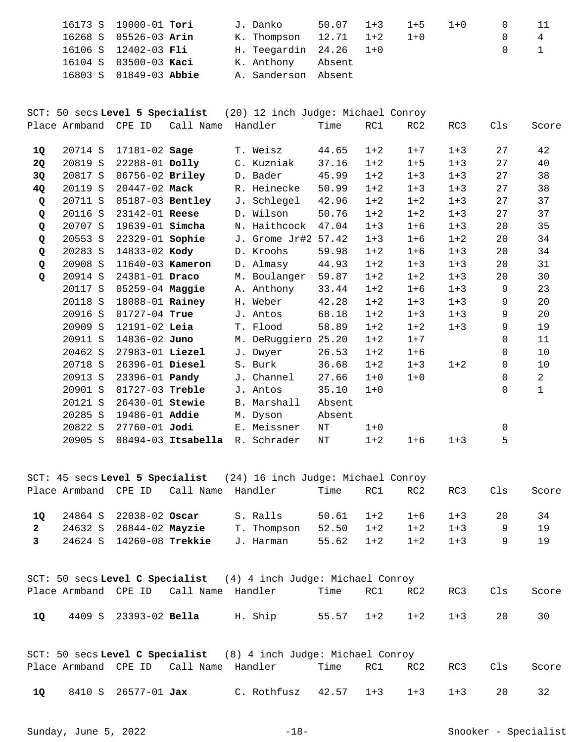| Place | Armband | CPE ID | Call Name | Handler | Time | RC1 | RC2 | RC3 | Cls | Score |
|---|---|---|---|---|---|---|---|---|---|---|
| | 16173 S | 19000-01 | **Tori** | J. Danko | 50.07 | 1+3 | 1+5 | 1+0 | 0 | 11 |
| | 16268 S | 05526-03 | **Arin** | K. Thompson | 12.71 | 1+2 | 1+0 | | 0 | 4 |
| | 16106 S | 12402-03 | **Fli** | H. Teegardin | 24.26 | 1+0 | | | 0 | 1 |
| | 16104 S | 03500-03 | **Kaci** | K. Anthony | Absent | | | | | |
| | 16803 S | 01849-03 | **Abbie** | A. Sanderson | Absent | | | | | |

SCT: 50 secs **Level 5 Specialist** (20) 12 inch Judge: Michael Conroy

| Place | Armband | CPE ID | Call Name | Handler | Time | RC1 | RC2 | RC3 | Cls | Score |
|---|---|---|---|---|---|---|---|---|---|---|
| **1Q** | 20714 S | 17181-02 | **Sage** | T. Weisz | 44.65 | 1+2 | 1+7 | 1+3 | 27 | 42 |
| **2Q** | 20819 S | 22288-01 | **Dolly** | C. Kuzniak | 37.16 | 1+2 | 1+5 | 1+3 | 27 | 40 |
| **3Q** | 20817 S | 06756-02 | **Briley** | D. Bader | 45.99 | 1+2 | 1+3 | 1+3 | 27 | 38 |
| **4Q** | 20119 S | 20447-02 | **Mack** | R. Heinecke | 50.99 | 1+2 | 1+3 | 1+3 | 27 | 38 |
| **Q** | 20711 S | 05187-03 | **Bentley** | J. Schlegel | 42.96 | 1+2 | 1+2 | 1+3 | 27 | 37 |
| **Q** | 20116 S | 23142-01 | **Reese** | D. Wilson | 50.76 | 1+2 | 1+2 | 1+3 | 27 | 37 |
| **Q** | 20707 S | 19639-01 | **Simcha** | N. Haithcock | 47.04 | 1+3 | 1+6 | 1+3 | 20 | 35 |
| **Q** | 20553 S | 22329-01 | **Sophie** | J. Grome Jr#2 | 57.42 | 1+3 | 1+6 | 1+2 | 20 | 34 |
| **Q** | 20283 S | 14833-02 | **Kody** | D. Kroohs | 59.98 | 1+2 | 1+6 | 1+3 | 20 | 34 |
| **Q** | 20908 S | 11640-03 | **Kameron** | D. Almasy | 44.93 | 1+2 | 1+3 | 1+3 | 20 | 31 |
| **Q** | 20914 S | 24381-01 | **Draco** | M. Boulanger | 59.87 | 1+2 | 1+2 | 1+3 | 20 | 30 |
| | 20117 S | 05259-04 | **Maggie** | A. Anthony | 33.44 | 1+2 | 1+6 | 1+3 | 9 | 23 |
| | 20118 S | 18088-01 | **Rainey** | H. Weber | 42.28 | 1+2 | 1+3 | 1+3 | 9 | 20 |
| | 20916 S | 01727-04 | **True** | J. Antos | 68.18 | 1+2 | 1+3 | 1+3 | 9 | 20 |
| | 20909 S | 12191-02 | **Leia** | T. Flood | 58.89 | 1+2 | 1+2 | 1+3 | 9 | 19 |
| | 20911 S | 14836-02 | **Juno** | M. DeRuggiero | 25.20 | 1+2 | 1+7 | | 0 | 11 |
| | 20462 S | 27983-01 | **Liezel** | J. Dwyer | 26.53 | 1+2 | 1+6 | | 0 | 10 |
| | 20718 S | 26396-01 | **Diesel** | S. Burk | 36.68 | 1+2 | 1+3 | 1+2 | 0 | 10 |
| | 20913 S | 23396-01 | **Pandy** | J. Channel | 27.66 | 1+0 | 1+0 | | 0 | 2 |
| | 20901 S | 01727-03 | **Treble** | J. Antos | 35.10 | 1+0 | | | 0 | 1 |
| | 20121 S | 26430-01 | **Stewie** | B. Marshall | Absent | | | | | |
| | 20285 S | 19486-01 | **Addie** | M. Dyson | Absent | | | | | |
| | 20822 S | 27760-01 | **Jodi** | E. Meissner | NT | 1+0 | | | 0 | |
| | 20905 S | 08494-03 | **Itsabella** | R. Schrader | NT | 1+2 | 1+6 | 1+3 | 5 | |

SCT: 45 secs **Level 5 Specialist** (24) 16 inch Judge: Michael Conroy

| Place | Armband | CPE ID | Call Name | Handler | Time | RC1 | RC2 | RC3 | Cls | Score |
|---|---|---|---|---|---|---|---|---|---|---|
| **1Q** | 24864 S | 22038-02 | **Oscar** | S. Ralls | 50.61 | 1+2 | 1+6 | 1+3 | 20 | 34 |
| **2** | 24632 S | 26844-02 | **Mayzie** | T. Thompson | 52.50 | 1+2 | 1+2 | 1+3 | 9 | 19 |
| **3** | 24624 S | 14260-08 | **Trekkie** | J. Harman | 55.62 | 1+2 | 1+2 | 1+3 | 9 | 19 |

SCT: 50 secs **Level C Specialist** (4) 4 inch Judge: Michael Conroy

| Place | Armband | CPE ID | Call Name | Handler | Time | RC1 | RC2 | RC3 | Cls | Score |
|---|---|---|---|---|---|---|---|---|---|---|
| **1Q** | 4409 S | 23393-02 | **Bella** | H. Ship | 55.57 | 1+2 | 1+2 | 1+3 | 20 | 30 |

SCT: 50 secs **Level C Specialist** (8) 4 inch Judge: Michael Conroy

| Place | Armband | CPE ID | Call Name | Handler | Time | RC1 | RC2 | RC3 | Cls | Score |
|---|---|---|---|---|---|---|---|---|---|---|
| **1Q** | 8410 S | 26577-01 | **Jax** | C. Rothfusz | 42.57 | 1+3 | 1+3 | 1+3 | 20 | 32 |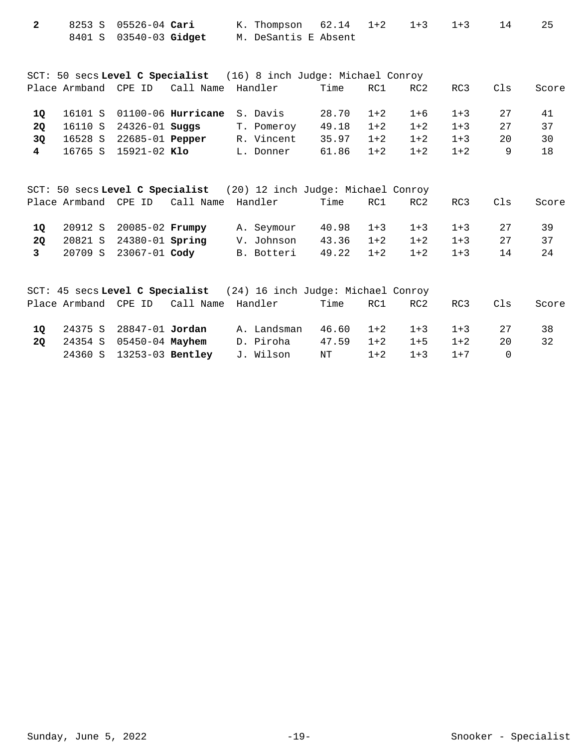| Place | Armband | CPE ID | Call Name | Handler | Time | RC1 | RC2 | RC3 | Cls | Score |
|---|---|---|---|---|---|---|---|---|---|---|
| **2** | 8253 S | 05526-04 | **Cari** | K. Thompson | 62.14 | 1+2 | 1+3 | 1+3 | 14 | 25 |
| | 8401 S | 03540-03 | **Gidget** | M. DeSantis | E Absent | | | | | |

SCT: 50 secs **Level C Specialist** (16) 8 inch Judge: Michael Conroy

| Place | Armband | CPE ID | Call Name | Handler | Time | RC1 | RC2 | RC3 | Cls | Score |
|---|---|---|---|---|---|---|---|---|---|---|
| **1Q** | 16101 S | 01100-06 | **Hurricane** | S. Davis | 28.70 | 1+2 | 1+6 | 1+3 | 27 | 41 |
| **2Q** | 16110 S | 24326-01 | **Suggs** | T. Pomeroy | 49.18 | 1+2 | 1+2 | 1+3 | 27 | 37 |
| **3Q** | 16528 S | 22685-01 | **Pepper** | R. Vincent | 35.97 | 1+2 | 1+2 | 1+3 | 20 | 30 |
| **4** | 16765 S | 15921-02 | **Klo** | L. Donner | 61.86 | 1+2 | 1+2 | 1+2 | 9 | 18 |

SCT: 50 secs **Level C Specialist** (20) 12 inch Judge: Michael Conroy

| Place | Armband | CPE ID | Call Name | Handler | Time | RC1 | RC2 | RC3 | Cls | Score |
|---|---|---|---|---|---|---|---|---|---|---|
| **1Q** | 20912 S | 20085-02 | **Frumpy** | A. Seymour | 40.98 | 1+3 | 1+3 | 1+3 | 27 | 39 |
| **2Q** | 20821 S | 24380-01 | **Spring** | V. Johnson | 43.36 | 1+2 | 1+2 | 1+3 | 27 | 37 |
| **3** | 20709 S | 23067-01 | **Cody** | B. Botteri | 49.22 | 1+2 | 1+2 | 1+3 | 14 | 24 |

SCT: 45 secs **Level C Specialist** (24) 16 inch Judge: Michael Conroy

| Place | Armband | CPE ID | Call Name | Handler | Time | RC1 | RC2 | RC3 | Cls | Score |
|---|---|---|---|---|---|---|---|---|---|---|
| **1Q** | 24375 S | 28847-01 | **Jordan** | A. Landsman | 46.60 | 1+2 | 1+3 | 1+3 | 27 | 38 |
| **2Q** | 24354 S | 05450-04 | **Mayhem** | D. Piroha | 47.59 | 1+2 | 1+5 | 1+2 | 20 | 32 |
| | 24360 S | 13253-03 | **Bentley** | J. Wilson | NT | 1+2 | 1+3 | 1+7 | 0 | |

Sunday, June 5, 2022 Snooker - Specialist